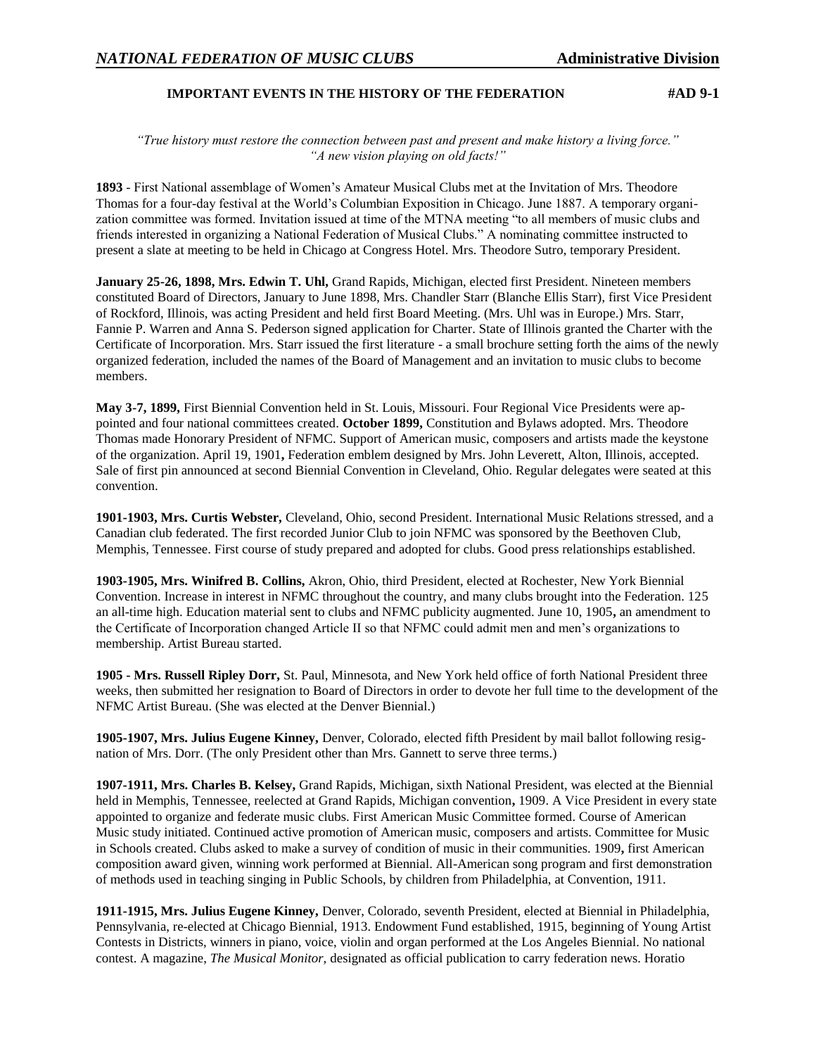*NATIONAL FEDERATION OF MUSIC CLUBS* **Administrative Division**

**IMPORTANT EVENTS IN THE HISTORY OF THE FEDERATION** **#AD 9-1**

*"True history must restore the connection between past and present and make history a living force."*
*"A new vision playing on old facts!"*

**1893** - First National assemblage of Women's Amateur Musical Clubs met at the Invitation of Mrs. Theodore Thomas for a four-day festival at the World's Columbian Exposition in Chicago. June 1887. A temporary organization committee was formed. Invitation issued at time of the MTNA meeting "to all members of music clubs and friends interested in organizing a National Federation of Musical Clubs." A nominating committee instructed to present a slate at meeting to be held in Chicago at Congress Hotel. Mrs. Theodore Sutro, temporary President.

**January 25-26, 1898, Mrs. Edwin T. Uhl,** Grand Rapids, Michigan, elected first President. Nineteen members constituted Board of Directors, January to June 1898, Mrs. Chandler Starr (Blanche Ellis Starr), first Vice President of Rockford, Illinois, was acting President and held first Board Meeting. (Mrs. Uhl was in Europe.) Mrs. Starr, Fannie P. Warren and Anna S. Pederson signed application for Charter. State of Illinois granted the Charter with the Certificate of Incorporation. Mrs. Starr issued the first literature - a small brochure setting forth the aims of the newly organized federation, included the names of the Board of Management and an invitation to music clubs to become members.

**May 3-7, 1899,** First Biennial Convention held in St. Louis, Missouri. Four Regional Vice Presidents were appointed and four national committees created. **October 1899,** Constitution and Bylaws adopted. Mrs. Theodore Thomas made Honorary President of NFMC. Support of American music, composers and artists made the keystone of the organization. April 19, 1901**,** Federation emblem designed by Mrs. John Leverett, Alton, Illinois, accepted. Sale of first pin announced at second Biennial Convention in Cleveland, Ohio. Regular delegates were seated at this convention.

**1901-1903, Mrs. Curtis Webster,** Cleveland, Ohio, second President. International Music Relations stressed, and a Canadian club federated. The first recorded Junior Club to join NFMC was sponsored by the Beethoven Club, Memphis, Tennessee. First course of study prepared and adopted for clubs. Good press relationships established.

**1903-1905, Mrs. Winifred B. Collins,** Akron, Ohio, third President, elected at Rochester, New York Biennial Convention. Increase in interest in NFMC throughout the country, and many clubs brought into the Federation. 125 an all-time high. Education material sent to clubs and NFMC publicity augmented. June 10, 1905**,** an amendment to the Certificate of Incorporation changed Article II so that NFMC could admit men and men's organizations to membership. Artist Bureau started.

**1905 - Mrs. Russell Ripley Dorr,** St. Paul, Minnesota, and New York held office of forth National President three weeks, then submitted her resignation to Board of Directors in order to devote her full time to the development of the NFMC Artist Bureau. (She was elected at the Denver Biennial.)

**1905-1907, Mrs. Julius Eugene Kinney,** Denver, Colorado, elected fifth President by mail ballot following resignation of Mrs. Dorr. (The only President other than Mrs. Gannett to serve three terms.)

**1907-1911, Mrs. Charles B. Kelsey,** Grand Rapids, Michigan, sixth National President, was elected at the Biennial held in Memphis, Tennessee, reelected at Grand Rapids, Michigan convention**,** 1909. A Vice President in every state appointed to organize and federate music clubs. First American Music Committee formed. Course of American Music study initiated. Continued active promotion of American music, composers and artists. Committee for Music in Schools created. Clubs asked to make a survey of condition of music in their communities. 1909**,** first American composition award given, winning work performed at Biennial. All-American song program and first demonstration of methods used in teaching singing in Public Schools, by children from Philadelphia, at Convention, 1911.

**1911-1915, Mrs. Julius Eugene Kinney,** Denver, Colorado, seventh President, elected at Biennial in Philadelphia, Pennsylvania, re-elected at Chicago Biennial, 1913. Endowment Fund established, 1915, beginning of Young Artist Contests in Districts, winners in piano, voice, violin and organ performed at the Los Angeles Biennial. No national contest. A magazine, *The Musical Monitor,* designated as official publication to carry federation news. Horatio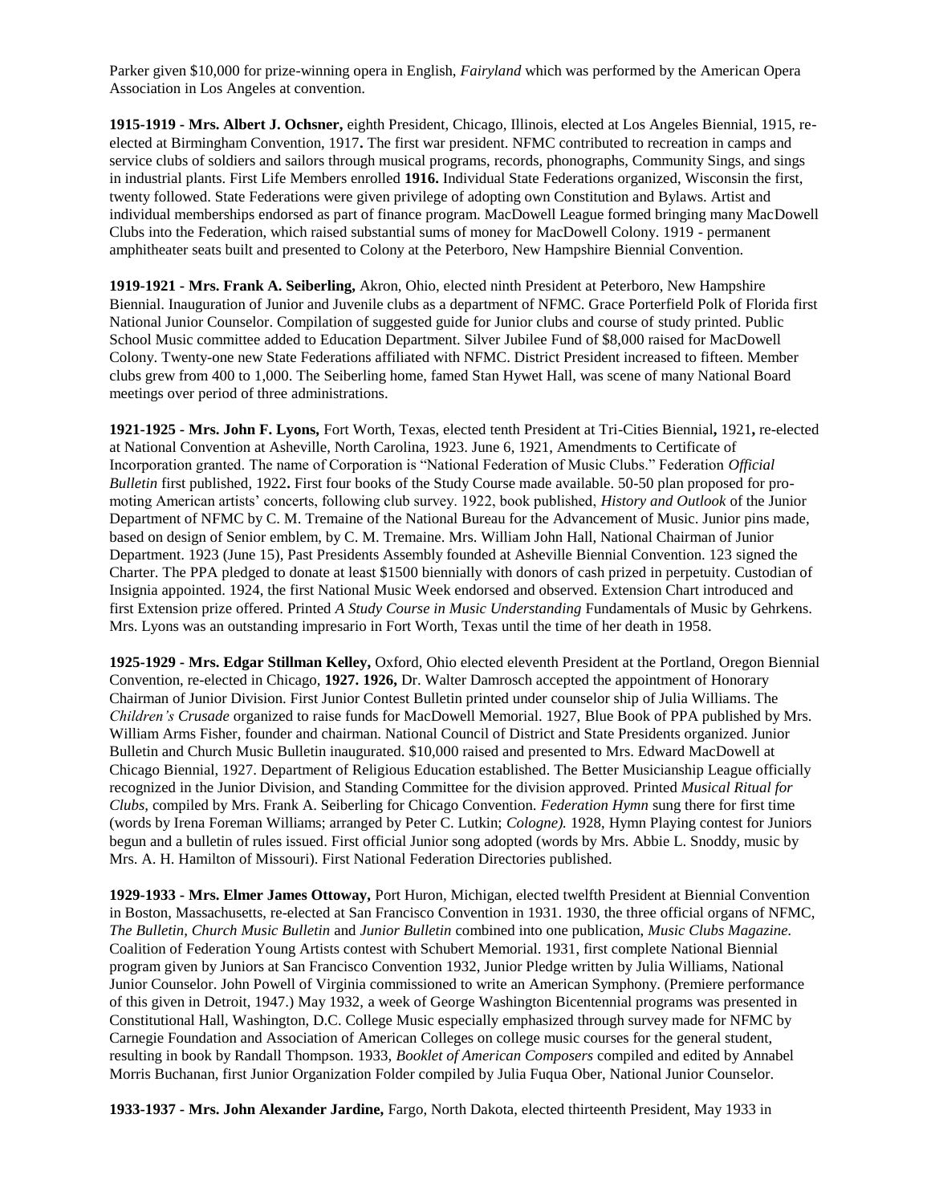Parker given $10,000 for prize-winning opera in English, *Fairyland* which was performed by the American Opera Association in Los Angeles at convention.

**1915-1919 - Mrs. Albert J. Ochsner,** eighth President, Chicago, Illinois, elected at Los Angeles Biennial, 1915, re-elected at Birmingham Convention, 1917**.** The first war president. NFMC contributed to recreation in camps and service clubs of soldiers and sailors through musical programs, records, phonographs, Community Sings, and sings in industrial plants. First Life Members enrolled **1916.** Individual State Federations organized, Wisconsin the first, twenty followed. State Federations were given privilege of adopting own Constitution and Bylaws. Artist and individual memberships endorsed as part of finance program. MacDowell League formed bringing many MacDowell Clubs into the Federation, which raised substantial sums of money for MacDowell Colony. 1919 - permanent amphitheater seats built and presented to Colony at the Peterboro, New Hampshire Biennial Convention.

**1919-1921 - Mrs. Frank A. Seiberling,** Akron, Ohio, elected ninth President at Peterboro, New Hampshire Biennial. Inauguration of Junior and Juvenile clubs as a department of NFMC. Grace Porterfield Polk of Florida first National Junior Counselor. Compilation of suggested guide for Junior clubs and course of study printed. Public School Music committee added to Education Department. Silver Jubilee Fund of $8,000 raised for MacDowell Colony. Twenty-one new State Federations affiliated with NFMC. District President increased to fifteen. Member clubs grew from 400 to 1,000. The Seiberling home, famed Stan Hywet Hall, was scene of many National Board meetings over period of three administrations.

**1921-1925 - Mrs. John F. Lyons,** Fort Worth, Texas, elected tenth President at Tri-Cities Biennial**,** 1921**,** re-elected at National Convention at Asheville, North Carolina, 1923. June 6, 1921, Amendments to Certificate of Incorporation granted. The name of Corporation is "National Federation of Music Clubs." Federation *Official Bulletin* first published, 1922**.** First four books of the Study Course made available. 50-50 plan proposed for promoting American artists' concerts, following club survey. 1922, book published, *History and Outlook* of the Junior Department of NFMC by C. M. Tremaine of the National Bureau for the Advancement of Music. Junior pins made, based on design of Senior emblem, by C. M. Tremaine. Mrs. William John Hall, National Chairman of Junior Department. 1923 (June 15), Past Presidents Assembly founded at Asheville Biennial Convention. 123 signed the Charter. The PPA pledged to donate at least $1500 biennially with donors of cash prized in perpetuity. Custodian of Insignia appointed. 1924, the first National Music Week endorsed and observed. Extension Chart introduced and first Extension prize offered. Printed *A Study Course in Music Understanding* Fundamentals of Music by Gehrkens. Mrs. Lyons was an outstanding impresario in Fort Worth, Texas until the time of her death in 1958.

**1925-1929 - Mrs. Edgar Stillman Kelley,** Oxford, Ohio elected eleventh President at the Portland, Oregon Biennial Convention, re-elected in Chicago, **1927. 1926,** Dr. Walter Damrosch accepted the appointment of Honorary Chairman of Junior Division. First Junior Contest Bulletin printed under counselor ship of Julia Williams. The *Children's Crusade* organized to raise funds for MacDowell Memorial. 1927, Blue Book of PPA published by Mrs. William Arms Fisher, founder and chairman. National Council of District and State Presidents organized. Junior Bulletin and Church Music Bulletin inaugurated. $10,000 raised and presented to Mrs. Edward MacDowell at Chicago Biennial, 1927. Department of Religious Education established. The Better Musicianship League officially recognized in the Junior Division, and Standing Committee for the division approved. Printed *Musical Ritual for Clubs,* compiled by Mrs. Frank A. Seiberling for Chicago Convention. *Federation Hymn* sung there for first time (words by Irena Foreman Williams; arranged by Peter C. Lutkin; *Cologne).* 1928, Hymn Playing contest for Juniors begun and a bulletin of rules issued. First official Junior song adopted (words by Mrs. Abbie L. Snoddy, music by Mrs. A. H. Hamilton of Missouri). First National Federation Directories published.

**1929-1933 - Mrs. Elmer James Ottoway,** Port Huron, Michigan, elected twelfth President at Biennial Convention in Boston, Massachusetts, re-elected at San Francisco Convention in 1931. 1930, the three official organs of NFMC, *The Bulletin*, *Church Music Bulletin* and *Junior Bulletin* combined into one publication, *Music Clubs Magazine*. Coalition of Federation Young Artists contest with Schubert Memorial. 1931, first complete National Biennial program given by Juniors at San Francisco Convention 1932, Junior Pledge written by Julia Williams, National Junior Counselor. John Powell of Virginia commissioned to write an American Symphony. (Premiere performance of this given in Detroit, 1947.) May 1932, a week of George Washington Bicentennial programs was presented in Constitutional Hall, Washington, D.C. College Music especially emphasized through survey made for NFMC by Carnegie Foundation and Association of American Colleges on college music courses for the general student, resulting in book by Randall Thompson. 1933, *Booklet of American Composers* compiled and edited by Annabel Morris Buchanan, first Junior Organization Folder compiled by Julia Fuqua Ober, National Junior Counselor.

**1933-1937 - Mrs. John Alexander Jardine,** Fargo, North Dakota, elected thirteenth President, May 1933 in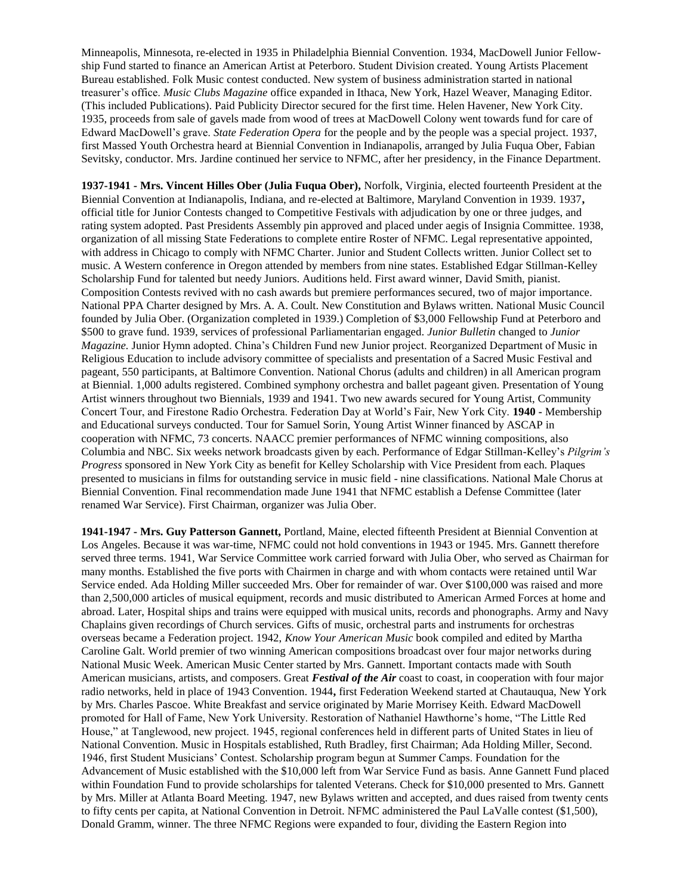Minneapolis, Minnesota, re-elected in 1935 in Philadelphia Biennial Convention. 1934, MacDowell Junior Fellowship Fund started to finance an American Artist at Peterboro. Student Division created. Young Artists Placement Bureau established. Folk Music contest conducted. New system of business administration started in national treasurer's office. *Music Clubs Magazine* office expanded in Ithaca, New York, Hazel Weaver, Managing Editor. (This included Publications). Paid Publicity Director secured for the first time. Helen Havener, New York City. 1935, proceeds from sale of gavels made from wood of trees at MacDowell Colony went towards fund for care of Edward MacDowell's grave. *State Federation Opera* for the people and by the people was a special project. 1937, first Massed Youth Orchestra heard at Biennial Convention in Indianapolis, arranged by Julia Fuqua Ober, Fabian Sevitsky, conductor. Mrs. Jardine continued her service to NFMC, after her presidency, in the Finance Department.

**1937-1941 - Mrs. Vincent Hilles Ober (Julia Fuqua Ober),** Norfolk, Virginia, elected fourteenth President at the Biennial Convention at Indianapolis, Indiana, and re-elected at Baltimore, Maryland Convention in 1939. 1937**,** official title for Junior Contests changed to Competitive Festivals with adjudication by one or three judges, and rating system adopted. Past Presidents Assembly pin approved and placed under aegis of Insignia Committee. 1938, organization of all missing State Federations to complete entire Roster of NFMC. Legal representative appointed, with address in Chicago to comply with NFMC Charter. Junior and Student Collects written. Junior Collect set to music. A Western conference in Oregon attended by members from nine states. Established Edgar Stillman-Kelley Scholarship Fund for talented but needy Juniors. Auditions held. First award winner, David Smith, pianist. Composition Contests revived with no cash awards but premiere performances secured, two of major importance. National PPA Charter designed by Mrs. A. A. Coult. New Constitution and Bylaws written. National Music Council founded by Julia Ober. (Organization completed in 1939.) Completion of $3,000 Fellowship Fund at Peterboro and $500 to grave fund. 1939, services of professional Parliamentarian engaged. *Junior Bulletin* changed to *Junior Magazine.* Junior Hymn adopted. China's Children Fund new Junior project. Reorganized Department of Music in Religious Education to include advisory committee of specialists and presentation of a Sacred Music Festival and pageant, 550 participants, at Baltimore Convention. National Chorus (adults and children) in all American program at Biennial. 1,000 adults registered. Combined symphony orchestra and ballet pageant given. Presentation of Young Artist winners throughout two Biennials, 1939 and 1941. Two new awards secured for Young Artist, Community Concert Tour, and Firestone Radio Orchestra. Federation Day at World's Fair, New York City. **1940 -** Membership and Educational surveys conducted. Tour for Samuel Sorin, Young Artist Winner financed by ASCAP in cooperation with NFMC, 73 concerts. NAACC premier performances of NFMC winning compositions, also Columbia and NBC. Six weeks network broadcasts given by each. Performance of Edgar Stillman-Kelley's *Pilgrim's Progress* sponsored in New York City as benefit for Kelley Scholarship with Vice President from each. Plaques presented to musicians in films for outstanding service in music field - nine classifications. National Male Chorus at Biennial Convention. Final recommendation made June 1941 that NFMC establish a Defense Committee (later renamed War Service). First Chairman, organizer was Julia Ober.

**1941-1947 - Mrs. Guy Patterson Gannett,** Portland, Maine, elected fifteenth President at Biennial Convention at Los Angeles. Because it was war-time, NFMC could not hold conventions in 1943 or 1945. Mrs. Gannett therefore served three terms. 1941, War Service Committee work carried forward with Julia Ober, who served as Chairman for many months. Established the five ports with Chairmen in charge and with whom contacts were retained until War Service ended. Ada Holding Miller succeeded Mrs. Ober for remainder of war. Over $100,000 was raised and more than 2,500,000 articles of musical equipment, records and music distributed to American Armed Forces at home and abroad. Later, Hospital ships and trains were equipped with musical units, records and phonographs. Army and Navy Chaplains given recordings of Church services. Gifts of music, orchestral parts and instruments for orchestras overseas became a Federation project. 1942, *Know Your American Music* book compiled and edited by Martha Caroline Galt. World premier of two winning American compositions broadcast over four major networks during National Music Week. American Music Center started by Mrs. Gannett. Important contacts made with South American musicians, artists, and composers. Great ***Festival of the Air*** coast to coast, in cooperation with four major radio networks, held in place of 1943 Convention. 1944**,** first Federation Weekend started at Chautauqua, New York by Mrs. Charles Pascoe. White Breakfast and service originated by Marie Morrisey Keith. Edward MacDowell promoted for Hall of Fame, New York University. Restoration of Nathaniel Hawthorne's home, "The Little Red House," at Tanglewood, new project. 1945, regional conferences held in different parts of United States in lieu of National Convention. Music in Hospitals established, Ruth Bradley, first Chairman; Ada Holding Miller, Second. 1946, first Student Musicians' Contest. Scholarship program begun at Summer Camps. Foundation for the Advancement of Music established with the $10,000 left from War Service Fund as basis. Anne Gannett Fund placed within Foundation Fund to provide scholarships for talented Veterans. Check for $10,000 presented to Mrs. Gannett by Mrs. Miller at Atlanta Board Meeting. 1947, new Bylaws written and accepted, and dues raised from twenty cents to fifty cents per capita, at National Convention in Detroit. NFMC administered the Paul LaValle contest ($1,500), Donald Gramm, winner. The three NFMC Regions were expanded to four, dividing the Eastern Region into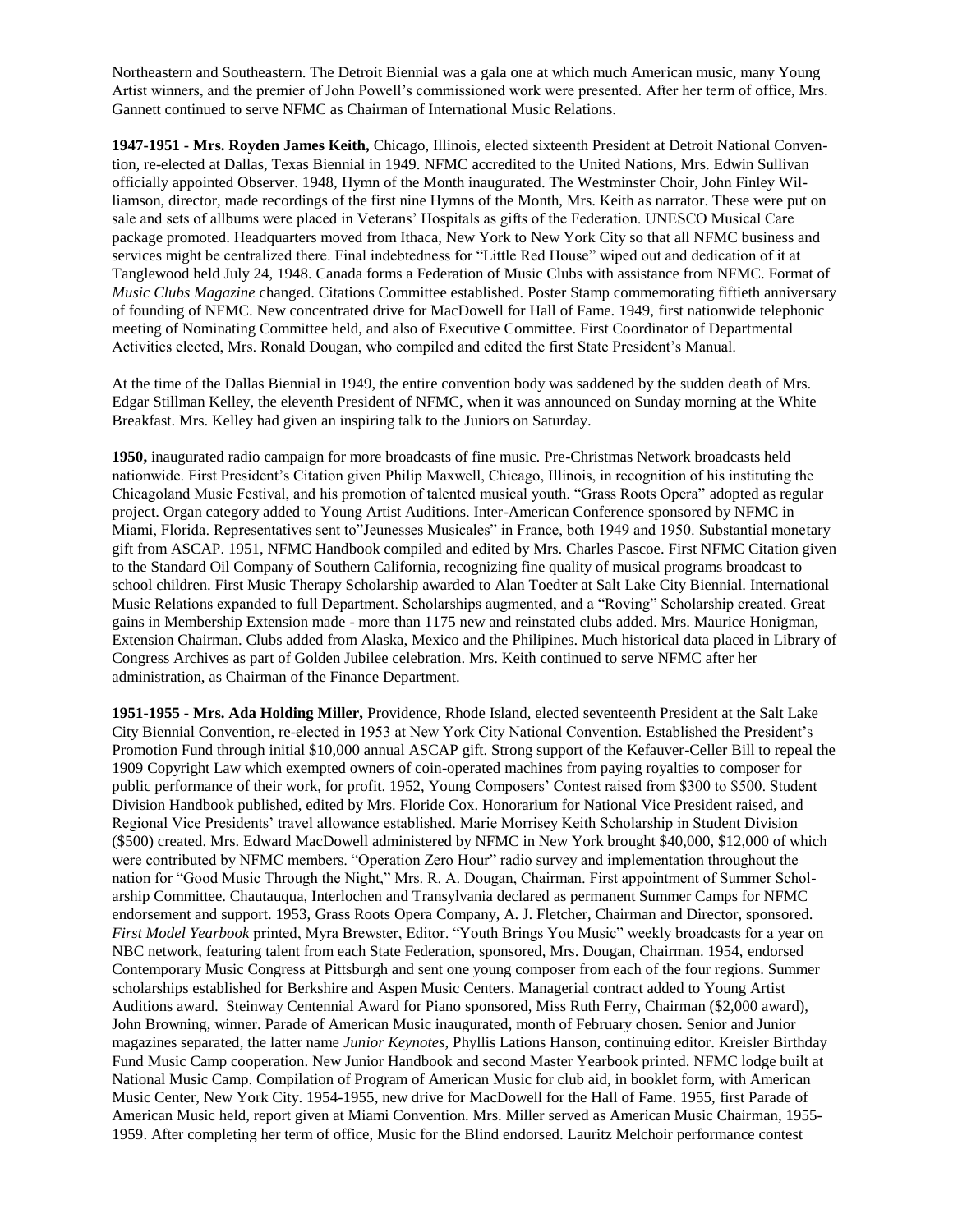Northeastern and Southeastern. The Detroit Biennial was a gala one at which much American music, many Young Artist winners, and the premier of John Powell's commissioned work were presented. After her term of office, Mrs. Gannett continued to serve NFMC as Chairman of International Music Relations.

**1947-1951 - Mrs. Royden James Keith,** Chicago, Illinois, elected sixteenth President at Detroit National Convention, re-elected at Dallas, Texas Biennial in 1949. NFMC accredited to the United Nations, Mrs. Edwin Sullivan officially appointed Observer. 1948, Hymn of the Month inaugurated. The Westminster Choir, John Finley Williamson, director, made recordings of the first nine Hymns of the Month, Mrs. Keith as narrator. These were put on sale and sets of allbums were placed in Veterans' Hospitals as gifts of the Federation. UNESCO Musical Care package promoted. Headquarters moved from Ithaca, New York to New York City so that all NFMC business and services might be centralized there. Final indebtedness for "Little Red House" wiped out and dedication of it at Tanglewood held July 24, 1948. Canada forms a Federation of Music Clubs with assistance from NFMC. Format of *Music Clubs Magazine* changed. Citations Committee established. Poster Stamp commemorating fiftieth anniversary of founding of NFMC. New concentrated drive for MacDowell for Hall of Fame. 1949, first nationwide telephonic meeting of Nominating Committee held, and also of Executive Committee. First Coordinator of Departmental Activities elected, Mrs. Ronald Dougan, who compiled and edited the first State President's Manual.

At the time of the Dallas Biennial in 1949, the entire convention body was saddened by the sudden death of Mrs. Edgar Stillman Kelley, the eleventh President of NFMC, when it was announced on Sunday morning at the White Breakfast. Mrs. Kelley had given an inspiring talk to the Juniors on Saturday.

**1950,** inaugurated radio campaign for more broadcasts of fine music. Pre-Christmas Network broadcasts held nationwide. First President's Citation given Philip Maxwell, Chicago, Illinois, in recognition of his instituting the Chicagoland Music Festival, and his promotion of talented musical youth. "Grass Roots Opera" adopted as regular project. Organ category added to Young Artist Auditions. Inter-American Conference sponsored by NFMC in Miami, Florida. Representatives sent to"Jeunesses Musicales" in France, both 1949 and 1950. Substantial monetary gift from ASCAP. 1951, NFMC Handbook compiled and edited by Mrs. Charles Pascoe. First NFMC Citation given to the Standard Oil Company of Southern California, recognizing fine quality of musical programs broadcast to school children. First Music Therapy Scholarship awarded to Alan Toedter at Salt Lake City Biennial. International Music Relations expanded to full Department. Scholarships augmented, and a "Roving" Scholarship created. Great gains in Membership Extension made - more than 1175 new and reinstated clubs added. Mrs. Maurice Honigman, Extension Chairman. Clubs added from Alaska, Mexico and the Philipines. Much historical data placed in Library of Congress Archives as part of Golden Jubilee celebration. Mrs. Keith continued to serve NFMC after her administration, as Chairman of the Finance Department.

**1951-1955 - Mrs. Ada Holding Miller,** Providence, Rhode Island, elected seventeenth President at the Salt Lake City Biennial Convention, re-elected in 1953 at New York City National Convention. Established the President's Promotion Fund through initial $10,000 annual ASCAP gift. Strong support of the Kefauver-Celler Bill to repeal the 1909 Copyright Law which exempted owners of coin-operated machines from paying royalties to composer for public performance of their work, for profit. 1952, Young Composers' Contest raised from $300 to $500. Student Division Handbook published, edited by Mrs. Floride Cox. Honorarium for National Vice President raised, and Regional Vice Presidents' travel allowance established. Marie Morrisey Keith Scholarship in Student Division ($500) created. Mrs. Edward MacDowell administered by NFMC in New York brought $40,000, $12,000 of which were contributed by NFMC members. "Operation Zero Hour" radio survey and implementation throughout the nation for "Good Music Through the Night," Mrs. R. A. Dougan, Chairman. First appointment of Summer Scholarship Committee. Chautauqua, Interlochen and Transylvania declared as permanent Summer Camps for NFMC endorsement and support. 1953, Grass Roots Opera Company, A. J. Fletcher, Chairman and Director, sponsored. *First Model Yearbook* printed, Myra Brewster, Editor. "Youth Brings You Music" weekly broadcasts for a year on NBC network, featuring talent from each State Federation, sponsored, Mrs. Dougan, Chairman. 1954, endorsed Contemporary Music Congress at Pittsburgh and sent one young composer from each of the four regions. Summer scholarships established for Berkshire and Aspen Music Centers. Managerial contract added to Young Artist Auditions award. Steinway Centennial Award for Piano sponsored, Miss Ruth Ferry, Chairman ($2,000 award), John Browning, winner. Parade of American Music inaugurated, month of February chosen. Senior and Junior magazines separated, the latter name *Junior Keynotes*, Phyllis Lations Hanson, continuing editor. Kreisler Birthday Fund Music Camp cooperation. New Junior Handbook and second Master Yearbook printed. NFMC lodge built at National Music Camp. Compilation of Program of American Music for club aid, in booklet form, with American Music Center, New York City. 1954-1955, new drive for MacDowell for the Hall of Fame. 1955, first Parade of American Music held, report given at Miami Convention. Mrs. Miller served as American Music Chairman, 1955-1959. After completing her term of office, Music for the Blind endorsed. Lauritz Melchoir performance contest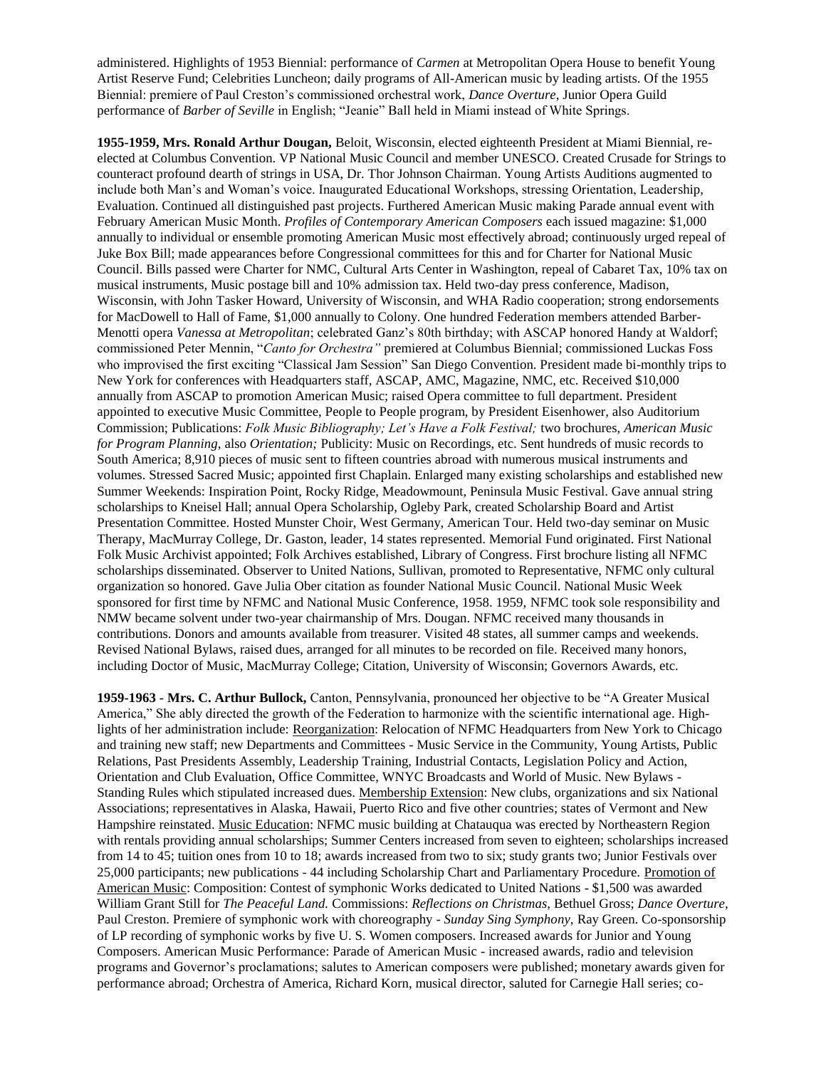administered. Highlights of 1953 Biennial: performance of *Carmen* at Metropolitan Opera House to benefit Young Artist Reserve Fund; Celebrities Luncheon; daily programs of All-American music by leading artists. Of the 1955 Biennial: premiere of Paul Creston's commissioned orchestral work, *Dance Overture*, Junior Opera Guild performance of *Barber of Seville* in English; "Jeanie" Ball held in Miami instead of White Springs.

**1955-1959, Mrs. Ronald Arthur Dougan,** Beloit, Wisconsin, elected eighteenth President at Miami Biennial, re-elected at Columbus Convention. VP National Music Council and member UNESCO. Created Crusade for Strings to counteract profound dearth of strings in USA, Dr. Thor Johnson Chairman. Young Artists Auditions augmented to include both Man's and Woman's voice. Inaugurated Educational Workshops, stressing Orientation, Leadership, Evaluation. Continued all distinguished past projects. Furthered American Music making Parade annual event with February American Music Month. *Profiles of Contemporary American Composers* each issued magazine: $1,000 annually to individual or ensemble promoting American Music most effectively abroad; continuously urged repeal of Juke Box Bill; made appearances before Congressional committees for this and for Charter for National Music Council. Bills passed were Charter for NMC, Cultural Arts Center in Washington, repeal of Cabaret Tax, 10% tax on musical instruments, Music postage bill and 10% admission tax. Held two-day press conference, Madison, Wisconsin, with John Tasker Howard, University of Wisconsin, and WHA Radio cooperation; strong endorsements for MacDowell to Hall of Fame, $1,000 annually to Colony. One hundred Federation members attended Barber-Menotti opera *Vanessa at Metropolitan*; celebrated Ganz's 80th birthday; with ASCAP honored Handy at Waldorf; commissioned Peter Mennin, "*Canto for Orchestra"* premiered at Columbus Biennial; commissioned Luckas Foss who improvised the first exciting "Classical Jam Session" San Diego Convention. President made bi-monthly trips to New York for conferences with Headquarters staff, ASCAP, AMC, Magazine, NMC, etc. Received $10,000 annually from ASCAP to promotion American Music; raised Opera committee to full department. President appointed to executive Music Committee, People to People program, by President Eisenhower, also Auditorium Commission; Publications: *Folk Music Bibliography; Let's Have a Folk Festival;* two brochures, *American Music for Program Planning,* also *Orientation;* Publicity: Music on Recordings, etc. Sent hundreds of music records to South America; 8,910 pieces of music sent to fifteen countries abroad with numerous musical instruments and volumes. Stressed Sacred Music; appointed first Chaplain. Enlarged many existing scholarships and established new Summer Weekends: Inspiration Point, Rocky Ridge, Meadowmount, Peninsula Music Festival. Gave annual string scholarships to Kneisel Hall; annual Opera Scholarship, Ogleby Park, created Scholarship Board and Artist Presentation Committee. Hosted Munster Choir, West Germany, American Tour. Held two-day seminar on Music Therapy, MacMurray College, Dr. Gaston, leader, 14 states represented. Memorial Fund originated. First National Folk Music Archivist appointed; Folk Archives established, Library of Congress. First brochure listing all NFMC scholarships disseminated. Observer to United Nations, Sullivan, promoted to Representative, NFMC only cultural organization so honored. Gave Julia Ober citation as founder National Music Council. National Music Week sponsored for first time by NFMC and National Music Conference, 1958. 1959, NFMC took sole responsibility and NMW became solvent under two-year chairmanship of Mrs. Dougan. NFMC received many thousands in contributions. Donors and amounts available from treasurer. Visited 48 states, all summer camps and weekends. Revised National Bylaws, raised dues, arranged for all minutes to be recorded on file. Received many honors, including Doctor of Music, MacMurray College; Citation, University of Wisconsin; Governors Awards, etc.

**1959-1963 - Mrs. C. Arthur Bullock,** Canton, Pennsylvania, pronounced her objective to be "A Greater Musical America," She ably directed the growth of the Federation to harmonize with the scientific international age. Highlights of her administration include: Reorganization: Relocation of NFMC Headquarters from New York to Chicago and training new staff; new Departments and Committees - Music Service in the Community, Young Artists, Public Relations, Past Presidents Assembly, Leadership Training, Industrial Contacts, Legislation Policy and Action, Orientation and Club Evaluation, Office Committee, WNYC Broadcasts and World of Music. New Bylaws - Standing Rules which stipulated increased dues. Membership Extension: New clubs, organizations and six National Associations; representatives in Alaska, Hawaii, Puerto Rico and five other countries; states of Vermont and New Hampshire reinstated. Music Education: NFMC music building at Chatauqua was erected by Northeastern Region with rentals providing annual scholarships; Summer Centers increased from seven to eighteen; scholarships increased from 14 to 45; tuition ones from 10 to 18; awards increased from two to six; study grants two; Junior Festivals over 25,000 participants; new publications - 44 including Scholarship Chart and Parliamentary Procedure. Promotion of American Music: Composition: Contest of symphonic Works dedicated to United Nations - $1,500 was awarded William Grant Still for *The Peaceful Land.* Commissions: *Reflections on Christmas,* Bethuel Gross; *Dance Overture*, Paul Creston. Premiere of symphonic work with choreography - *Sunday Sing Symphony,* Ray Green. Co-sponsorship of LP recording of symphonic works by five U. S. Women composers. Increased awards for Junior and Young Composers. American Music Performance: Parade of American Music - increased awards, radio and television programs and Governor's proclamations; salutes to American composers were published; monetary awards given for performance abroad; Orchestra of America, Richard Korn, musical director, saluted for Carnegie Hall series; co-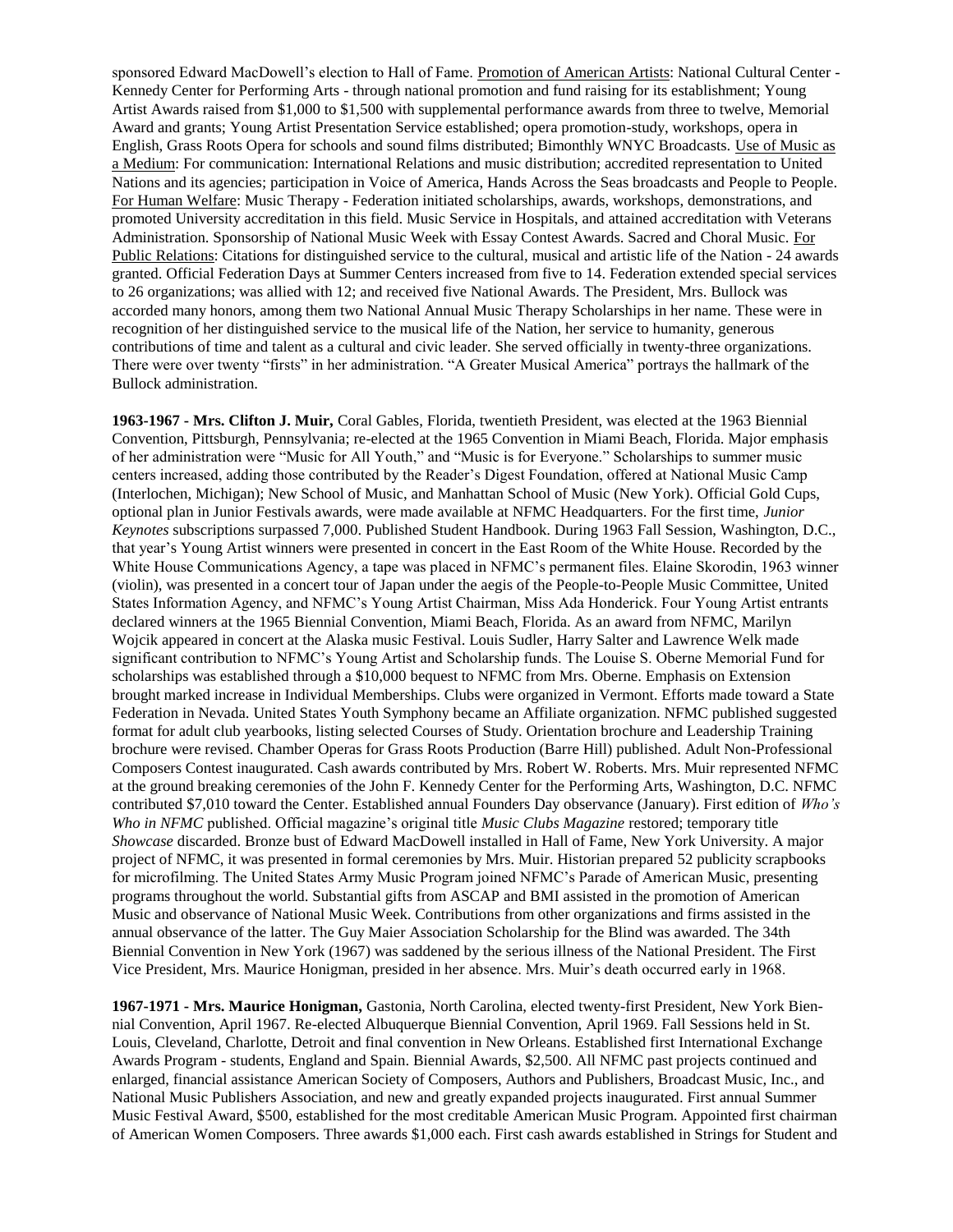sponsored Edward MacDowell's election to Hall of Fame. Promotion of American Artists: National Cultural Center - Kennedy Center for Performing Arts - through national promotion and fund raising for its establishment; Young Artist Awards raised from $1,000 to $1,500 with supplemental performance awards from three to twelve, Memorial Award and grants; Young Artist Presentation Service established; opera promotion-study, workshops, opera in English, Grass Roots Opera for schools and sound films distributed; Bimonthly WNYC Broadcasts. Use of Music as a Medium: For communication: International Relations and music distribution; accredited representation to United Nations and its agencies; participation in Voice of America, Hands Across the Seas broadcasts and People to People. For Human Welfare: Music Therapy - Federation initiated scholarships, awards, workshops, demonstrations, and promoted University accreditation in this field. Music Service in Hospitals, and attained accreditation with Veterans Administration. Sponsorship of National Music Week with Essay Contest Awards. Sacred and Choral Music. For Public Relations: Citations for distinguished service to the cultural, musical and artistic life of the Nation - 24 awards granted. Official Federation Days at Summer Centers increased from five to 14. Federation extended special services to 26 organizations; was allied with 12; and received five National Awards. The President, Mrs. Bullock was accorded many honors, among them two National Annual Music Therapy Scholarships in her name. These were in recognition of her distinguished service to the musical life of the Nation, her service to humanity, generous contributions of time and talent as a cultural and civic leader. She served officially in twenty-three organizations. There were over twenty "firsts" in her administration. "A Greater Musical America" portrays the hallmark of the Bullock administration.

**1963-1967 - Mrs. Clifton J. Muir,** Coral Gables, Florida, twentieth President, was elected at the 1963 Biennial Convention, Pittsburgh, Pennsylvania; re-elected at the 1965 Convention in Miami Beach, Florida. Major emphasis of her administration were "Music for All Youth," and "Music is for Everyone." Scholarships to summer music centers increased, adding those contributed by the Reader's Digest Foundation, offered at National Music Camp (Interlochen, Michigan); New School of Music, and Manhattan School of Music (New York). Official Gold Cups, optional plan in Junior Festivals awards, were made available at NFMC Headquarters. For the first time, *Junior Keynotes* subscriptions surpassed 7,000. Published Student Handbook. During 1963 Fall Session, Washington, D.C., that year's Young Artist winners were presented in concert in the East Room of the White House. Recorded by the White House Communications Agency, a tape was placed in NFMC's permanent files. Elaine Skorodin, 1963 winner (violin), was presented in a concert tour of Japan under the aegis of the People-to-People Music Committee, United States Information Agency, and NFMC's Young Artist Chairman, Miss Ada Honderick. Four Young Artist entrants declared winners at the 1965 Biennial Convention, Miami Beach, Florida. As an award from NFMC, Marilyn Wojcik appeared in concert at the Alaska music Festival. Louis Sudler, Harry Salter and Lawrence Welk made significant contribution to NFMC's Young Artist and Scholarship funds. The Louise S. Oberne Memorial Fund for scholarships was established through a $10,000 bequest to NFMC from Mrs. Oberne. Emphasis on Extension brought marked increase in Individual Memberships. Clubs were organized in Vermont. Efforts made toward a State Federation in Nevada. United States Youth Symphony became an Affiliate organization. NFMC published suggested format for adult club yearbooks, listing selected Courses of Study. Orientation brochure and Leadership Training brochure were revised. Chamber Operas for Grass Roots Production (Barre Hill) published. Adult Non-Professional Composers Contest inaugurated. Cash awards contributed by Mrs. Robert W. Roberts. Mrs. Muir represented NFMC at the ground breaking ceremonies of the John F. Kennedy Center for the Performing Arts, Washington, D.C. NFMC contributed $7,010 toward the Center. Established annual Founders Day observance (January). First edition of *Who's Who in NFMC* published. Official magazine's original title *Music Clubs Magazine* restored; temporary title *Showcase* discarded. Bronze bust of Edward MacDowell installed in Hall of Fame, New York University. A major project of NFMC, it was presented in formal ceremonies by Mrs. Muir. Historian prepared 52 publicity scrapbooks for microfilming. The United States Army Music Program joined NFMC's Parade of American Music, presenting programs throughout the world. Substantial gifts from ASCAP and BMI assisted in the promotion of American Music and observance of National Music Week. Contributions from other organizations and firms assisted in the annual observance of the latter. The Guy Maier Association Scholarship for the Blind was awarded. The 34th Biennial Convention in New York (1967) was saddened by the serious illness of the National President. The First Vice President, Mrs. Maurice Honigman, presided in her absence. Mrs. Muir's death occurred early in 1968.

**1967-1971 - Mrs. Maurice Honigman,** Gastonia, North Carolina, elected twenty-first President, New York Biennial Convention, April 1967. Re-elected Albuquerque Biennial Convention, April 1969. Fall Sessions held in St. Louis, Cleveland, Charlotte, Detroit and final convention in New Orleans. Established first International Exchange Awards Program - students, England and Spain. Biennial Awards, $2,500. All NFMC past projects continued and enlarged, financial assistance American Society of Composers, Authors and Publishers, Broadcast Music, Inc., and National Music Publishers Association, and new and greatly expanded projects inaugurated. First annual Summer Music Festival Award, $500, established for the most creditable American Music Program. Appointed first chairman of American Women Composers. Three awards $1,000 each. First cash awards established in Strings for Student and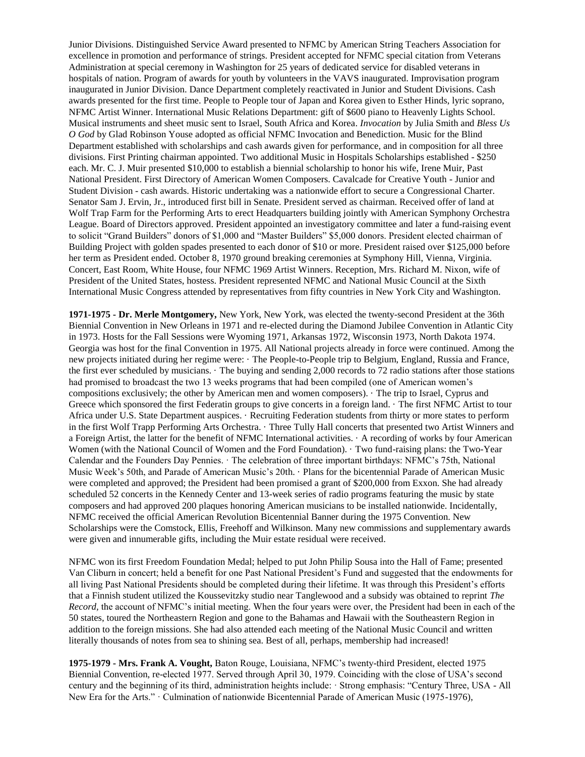Junior Divisions. Distinguished Service Award presented to NFMC by American String Teachers Association for excellence in promotion and performance of strings. President accepted for NFMC special citation from Veterans Administration at special ceremony in Washington for 25 years of dedicated service for disabled veterans in hospitals of nation. Program of awards for youth by volunteers in the VAVS inaugurated. Improvisation program inaugurated in Junior Division. Dance Department completely reactivated in Junior and Student Divisions. Cash awards presented for the first time. People to People tour of Japan and Korea given to Esther Hinds, lyric soprano, NFMC Artist Winner. International Music Relations Department: gift of $600 piano to Heavenly Lights School. Musical instruments and sheet music sent to Israel, South Africa and Korea. *Invocation* by Julia Smith and *Bless Us O God* by Glad Robinson Youse adopted as official NFMC Invocation and Benediction. Music for the Blind Department established with scholarships and cash awards given for performance, and in composition for all three divisions. First Printing chairman appointed. Two additional Music in Hospitals Scholarships established - $250 each. Mr. C. J. Muir presented $10,000 to establish a biennial scholarship to honor his wife, Irene Muir, Past National President. First Directory of American Women Composers. Cavalcade for Creative Youth - Junior and Student Division - cash awards. Historic undertaking was a nationwide effort to secure a Congressional Charter. Senator Sam J. Ervin, Jr., introduced first bill in Senate. President served as chairman. Received offer of land at Wolf Trap Farm for the Performing Arts to erect Headquarters building jointly with American Symphony Orchestra League. Board of Directors approved. President appointed an investigatory committee and later a fund-raising event to solicit "Grand Builders" donors of $1,000 and "Master Builders" $5,000 donors. President elected chairman of Building Project with golden spades presented to each donor of $10 or more. President raised over $125,000 before her term as President ended. October 8, 1970 ground breaking ceremonies at Symphony Hill, Vienna, Virginia. Concert, East Room, White House, four NFMC 1969 Artist Winners. Reception, Mrs. Richard M. Nixon, wife of President of the United States, hostess. President represented NFMC and National Music Council at the Sixth International Music Congress attended by representatives from fifty countries in New York City and Washington.

**1971-1975 - Dr. Merle Montgomery,** New York, New York, was elected the twenty-second President at the 36th Biennial Convention in New Orleans in 1971 and re-elected during the Diamond Jubilee Convention in Atlantic City in 1973. Hosts for the Fall Sessions were Wyoming 1971, Arkansas 1972, Wisconsin 1973, North Dakota 1974. Georgia was host for the final Convention in 1975. All National projects already in force were continued. Among the new projects initiated during her regime were: · The People-to-People trip to Belgium, England, Russia and France, the first ever scheduled by musicians. · The buying and sending 2,000 records to 72 radio stations after those stations had promised to broadcast the two 13 weeks programs that had been compiled (one of American women's compositions exclusively; the other by American men and women composers). · The trip to Israel, Cyprus and Greece which sponsored the first Federatin groups to give concerts in a foreign land. · The first NFMC Artist to tour Africa under U.S. State Department auspices. · Recruiting Federation students from thirty or more states to perform in the first Wolf Trapp Performing Arts Orchestra. · Three Tully Hall concerts that presented two Artist Winners and a Foreign Artist, the latter for the benefit of NFMC International activities. · A recording of works by four American Women (with the National Council of Women and the Ford Foundation). · Two fund-raising plans: the Two-Year Calendar and the Founders Day Pennies. · The celebration of three important birthdays: NFMC's 75th, National Music Week's 50th, and Parade of American Music's 20th. · Plans for the bicentennial Parade of American Music were completed and approved; the President had been promised a grant of $200,000 from Exxon. She had already scheduled 52 concerts in the Kennedy Center and 13-week series of radio programs featuring the music by state composers and had approved 200 plaques honoring American musicians to be installed nationwide. Incidentally, NFMC received the official American Revolution Bicentennial Banner during the 1975 Convention. New Scholarships were the Comstock, Ellis, Freehoff and Wilkinson. Many new commissions and supplementary awards were given and innumerable gifts, including the Muir estate residual were received.

NFMC won its first Freedom Foundation Medal; helped to put John Philip Sousa into the Hall of Fame; presented Van Cliburn in concert; held a benefit for one Past National President's Fund and suggested that the endowments for all living Past National Presidents should be completed during their lifetime. It was through this President's efforts that a Finnish student utilized the Koussevitzky studio near Tanglewood and a subsidy was obtained to reprint *The Record*, the account of NFMC's initial meeting. When the four years were over, the President had been in each of the 50 states, toured the Northeastern Region and gone to the Bahamas and Hawaii with the Southeastern Region in addition to the foreign missions. She had also attended each meeting of the National Music Council and written literally thousands of notes from sea to shining sea. Best of all, perhaps, membership had increased!

**1975-1979 - Mrs. Frank A. Vought,** Baton Rouge, Louisiana, NFMC's twenty-third President, elected 1975 Biennial Convention, re-elected 1977. Served through April 30, 1979. Coinciding with the close of USA's second century and the beginning of its third, administration heights include: · Strong emphasis: "Century Three, USA - All New Era for the Arts." · Culmination of nationwide Bicentennial Parade of American Music (1975-1976),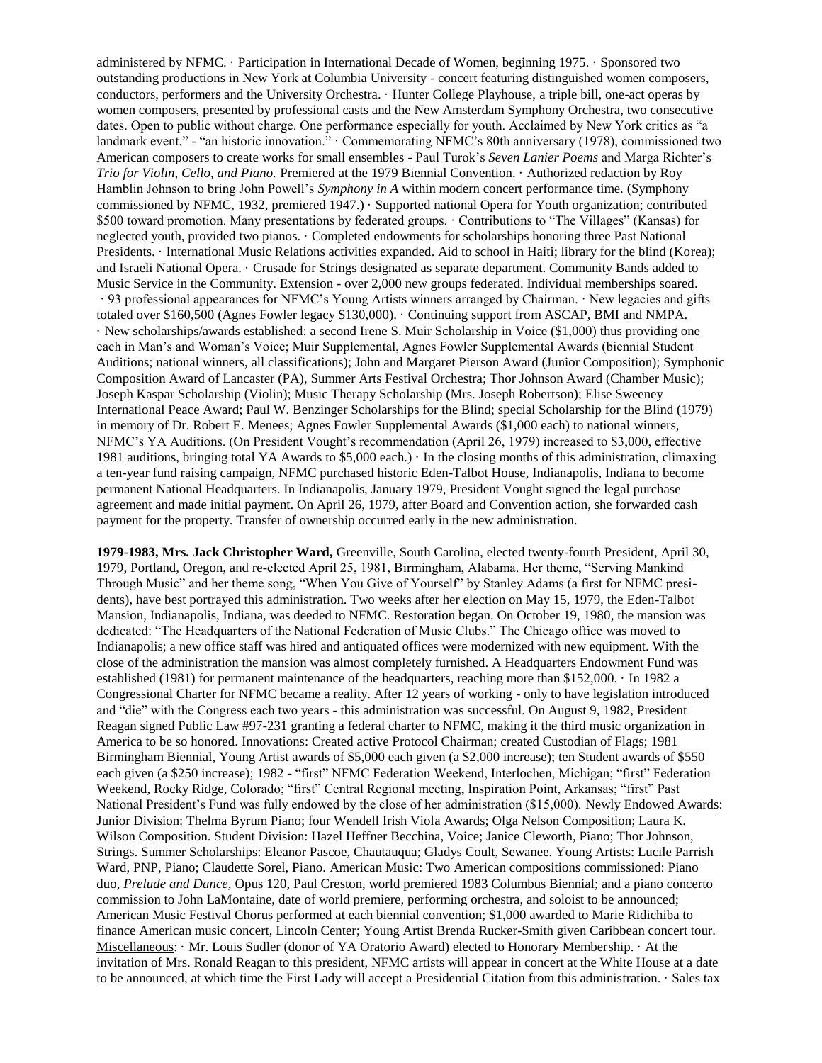administered by NFMC. · Participation in International Decade of Women, beginning 1975. · Sponsored two outstanding productions in New York at Columbia University - concert featuring distinguished women composers, conductors, performers and the University Orchestra. · Hunter College Playhouse, a triple bill, one-act operas by women composers, presented by professional casts and the New Amsterdam Symphony Orchestra, two consecutive dates. Open to public without charge. One performance especially for youth. Acclaimed by New York critics as "a landmark event," - "an historic innovation." · Commemorating NFMC's 80th anniversary (1978), commissioned two American composers to create works for small ensembles - Paul Turok's *Seven Lanier Poems* and Marga Richter's *Trio for Violin, Cello, and Piano.* Premiered at the 1979 Biennial Convention. · Authorized redaction by Roy Hamblin Johnson to bring John Powell's *Symphony in A* within modern concert performance time. (Symphony commissioned by NFMC, 1932, premiered 1947.) · Supported national Opera for Youth organization; contributed $500 toward promotion. Many presentations by federated groups. · Contributions to "The Villages" (Kansas) for neglected youth, provided two pianos. · Completed endowments for scholarships honoring three Past National Presidents. · International Music Relations activities expanded. Aid to school in Haiti; library for the blind (Korea); and Israeli National Opera. · Crusade for Strings designated as separate department. Community Bands added to Music Service in the Community. Extension - over 2,000 new groups federated. Individual memberships soared. · 93 professional appearances for NFMC's Young Artists winners arranged by Chairman. · New legacies and gifts totaled over $160,500 (Agnes Fowler legacy $130,000). · Continuing support from ASCAP, BMI and NMPA. · New scholarships/awards established: a second Irene S. Muir Scholarship in Voice ($1,000) thus providing one each in Man's and Woman's Voice; Muir Supplemental, Agnes Fowler Supplemental Awards (biennial Student Auditions; national winners, all classifications); John and Margaret Pierson Award (Junior Composition); Symphonic Composition Award of Lancaster (PA), Summer Arts Festival Orchestra; Thor Johnson Award (Chamber Music); Joseph Kaspar Scholarship (Violin); Music Therapy Scholarship (Mrs. Joseph Robertson); Elise Sweeney International Peace Award; Paul W. Benzinger Scholarships for the Blind; special Scholarship for the Blind (1979) in memory of Dr. Robert E. Menees; Agnes Fowler Supplemental Awards ($1,000 each) to national winners, NFMC's YA Auditions. (On President Vought's recommendation (April 26, 1979) increased to $3,000, effective 1981 auditions, bringing total YA Awards to $5,000 each.) · In the closing months of this administration, climaxing a ten-year fund raising campaign, NFMC purchased historic Eden-Talbot House, Indianapolis, Indiana to become permanent National Headquarters. In Indianapolis, January 1979, President Vought signed the legal purchase agreement and made initial payment. On April 26, 1979, after Board and Convention action, she forwarded cash payment for the property. Transfer of ownership occurred early in the new administration.

**1979-1983, Mrs. Jack Christopher Ward,** Greenville, South Carolina, elected twenty-fourth President, April 30, 1979, Portland, Oregon, and re-elected April 25, 1981, Birmingham, Alabama. Her theme, "Serving Mankind Through Music" and her theme song, "When You Give of Yourself" by Stanley Adams (a first for NFMC presidents), have best portrayed this administration. Two weeks after her election on May 15, 1979, the Eden-Talbot Mansion, Indianapolis, Indiana, was deeded to NFMC. Restoration began. On October 19, 1980, the mansion was dedicated: "The Headquarters of the National Federation of Music Clubs." The Chicago office was moved to Indianapolis; a new office staff was hired and antiquated offices were modernized with new equipment. With the close of the administration the mansion was almost completely furnished. A Headquarters Endowment Fund was established (1981) for permanent maintenance of the headquarters, reaching more than $152,000. · In 1982 a Congressional Charter for NFMC became a reality. After 12 years of working - only to have legislation introduced and "die" with the Congress each two years - this administration was successful. On August 9, 1982, President Reagan signed Public Law #97-231 granting a federal charter to NFMC, making it the third music organization in America to be so honored. Innovations: Created active Protocol Chairman; created Custodian of Flags; 1981 Birmingham Biennial, Young Artist awards of $5,000 each given (a $2,000 increase); ten Student awards of $550 each given (a $250 increase); 1982 - "first" NFMC Federation Weekend, Interlochen, Michigan; "first" Federation Weekend, Rocky Ridge, Colorado; "first" Central Regional meeting, Inspiration Point, Arkansas; "first" Past National President's Fund was fully endowed by the close of her administration ($15,000). Newly Endowed Awards: Junior Division: Thelma Byrum Piano; four Wendell Irish Viola Awards; Olga Nelson Composition; Laura K. Wilson Composition. Student Division: Hazel Heffner Becchina, Voice; Janice Cleworth, Piano; Thor Johnson, Strings. Summer Scholarships: Eleanor Pascoe, Chautauqua; Gladys Coult, Sewanee. Young Artists: Lucile Parrish Ward, PNP, Piano; Claudette Sorel, Piano. American Music: Two American compositions commissioned: Piano duo, *Prelude and Dance,* Opus 120, Paul Creston, world premiered 1983 Columbus Biennial; and a piano concerto commission to John LaMontaine, date of world premiere, performing orchestra, and soloist to be announced; American Music Festival Chorus performed at each biennial convention; $1,000 awarded to Marie Ridichiba to finance American music concert, Lincoln Center; Young Artist Brenda Rucker-Smith given Caribbean concert tour. Miscellaneous: · Mr. Louis Sudler (donor of YA Oratorio Award) elected to Honorary Membership. · At the invitation of Mrs. Ronald Reagan to this president, NFMC artists will appear in concert at the White House at a date to be announced, at which time the First Lady will accept a Presidential Citation from this administration. · Sales tax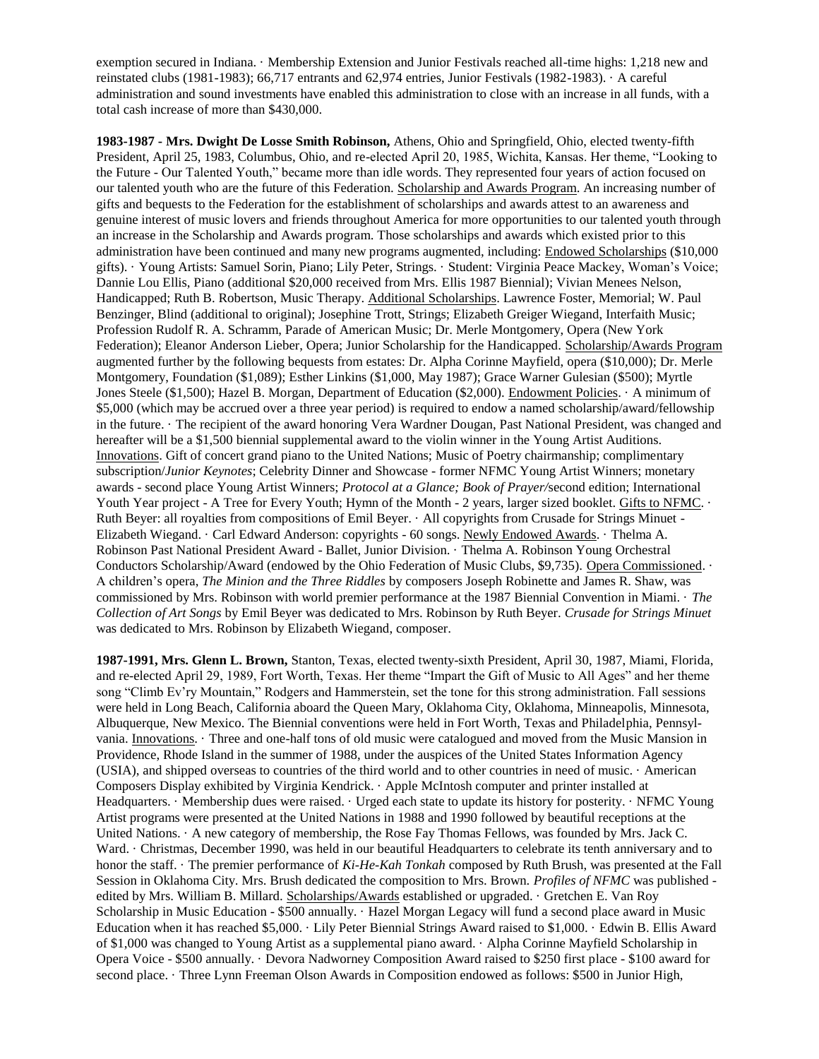exemption secured in Indiana. · Membership Extension and Junior Festivals reached all-time highs: 1,218 new and reinstated clubs (1981-1983); 66,717 entrants and 62,974 entries, Junior Festivals (1982-1983). · A careful administration and sound investments have enabled this administration to close with an increase in all funds, with a total cash increase of more than $430,000.

**1983-1987 - Mrs. Dwight De Losse Smith Robinson,** Athens, Ohio and Springfield, Ohio, elected twenty-fifth President, April 25, 1983, Columbus, Ohio, and re-elected April 20, 1985, Wichita, Kansas. Her theme, "Looking to the Future - Our Talented Youth," became more than idle words. They represented four years of action focused on our talented youth who are the future of this Federation. <u>Scholarship and Awards Program</u>. An increasing number of gifts and bequests to the Federation for the establishment of scholarships and awards attest to an awareness and genuine interest of music lovers and friends throughout America for more opportunities to our talented youth through an increase in the Scholarship and Awards program. Those scholarships and awards which existed prior to this administration have been continued and many new programs augmented, including: <u>Endowed Scholarships</u> ($10,000 gifts). · Young Artists: Samuel Sorin, Piano; Lily Peter, Strings. · Student: Virginia Peace Mackey, Woman's Voice; Dannie Lou Ellis, Piano (additional $20,000 received from Mrs. Ellis 1987 Biennial); Vivian Menees Nelson, Handicapped; Ruth B. Robertson, Music Therapy. <u>Additional Scholarships</u>. Lawrence Foster, Memorial; W. Paul Benzinger, Blind (additional to original); Josephine Trott, Strings; Elizabeth Greiger Wiegand, Interfaith Music; Profession Rudolf R. A. Schramm, Parade of American Music; Dr. Merle Montgomery, Opera (New York Federation); Eleanor Anderson Lieber, Opera; Junior Scholarship for the Handicapped. <u>Scholarship/Awards Program</u> augmented further by the following bequests from estates: Dr. Alpha Corinne Mayfield, opera ($10,000); Dr. Merle Montgomery, Foundation ($1,089); Esther Linkins ($1,000, May 1987); Grace Warner Gulesian ($500); Myrtle Jones Steele ($1,500); Hazel B. Morgan, Department of Education ($2,000). <u>Endowment Policies</u>. · A minimum of $5,000 (which may be accrued over a three year period) is required to endow a named scholarship/award/fellowship in the future. · The recipient of the award honoring Vera Wardner Dougan, Past National President, was changed and hereafter will be a $1,500 biennial supplemental award to the violin winner in the Young Artist Auditions. <u>Innovations</u>. Gift of concert grand piano to the United Nations; Music of Poetry chairmanship; complimentary subscription/*Junior Keynotes*; Celebrity Dinner and Showcase - former NFMC Young Artist Winners; monetary awards - second place Young Artist Winners; *Protocol at a Glance; Book of Prayer/*second edition; International Youth Year project - A Tree for Every Youth; Hymn of the Month - 2 years, larger sized booklet. <u>Gifts to NFMC</u>. · Ruth Beyer: all royalties from compositions of Emil Beyer. · All copyrights from Crusade for Strings Minuet - Elizabeth Wiegand. · Carl Edward Anderson: copyrights - 60 songs. <u>Newly Endowed Awards</u>. · Thelma A. Robinson Past National President Award - Ballet, Junior Division. · Thelma A. Robinson Young Orchestral Conductors Scholarship/Award (endowed by the Ohio Federation of Music Clubs, $9,735). <u>Opera Commissioned</u>. · A children's opera, *The Minion and the Three Riddles* by composers Joseph Robinette and James R. Shaw, was commissioned by Mrs. Robinson with world premier performance at the 1987 Biennial Convention in Miami. · *The Collection of Art Songs* by Emil Beyer was dedicated to Mrs. Robinson by Ruth Beyer. *Crusade for Strings Minuet* was dedicated to Mrs. Robinson by Elizabeth Wiegand, composer.

**1987-1991, Mrs. Glenn L. Brown,** Stanton, Texas, elected twenty-sixth President, April 30, 1987, Miami, Florida, and re-elected April 29, 1989, Fort Worth, Texas. Her theme "Impart the Gift of Music to All Ages" and her theme song "Climb Ev'ry Mountain," Rodgers and Hammerstein, set the tone for this strong administration. Fall sessions were held in Long Beach, California aboard the Queen Mary, Oklahoma City, Oklahoma, Minneapolis, Minnesota, Albuquerque, New Mexico. The Biennial conventions were held in Fort Worth, Texas and Philadelphia, Pennsylvania. <u>Innovations</u>. · Three and one-half tons of old music were catalogued and moved from the Music Mansion in Providence, Rhode Island in the summer of 1988, under the auspices of the United States Information Agency (USIA), and shipped overseas to countries of the third world and to other countries in need of music. · American Composers Display exhibited by Virginia Kendrick. · Apple McIntosh computer and printer installed at Headquarters. · Membership dues were raised. · Urged each state to update its history for posterity. · NFMC Young Artist programs were presented at the United Nations in 1988 and 1990 followed by beautiful receptions at the United Nations. · A new category of membership, the Rose Fay Thomas Fellows, was founded by Mrs. Jack C. Ward. · Christmas, December 1990, was held in our beautiful Headquarters to celebrate its tenth anniversary and to honor the staff. · The premier performance of *Ki-He-Kah Tonkah* composed by Ruth Brush, was presented at the Fall Session in Oklahoma City. Mrs. Brush dedicated the composition to Mrs. Brown. *Profiles of NFMC* was published - edited by Mrs. William B. Millard. <u>Scholarships/Awards</u> established or upgraded. · Gretchen E. Van Roy Scholarship in Music Education - $500 annually. · Hazel Morgan Legacy will fund a second place award in Music Education when it has reached $5,000. · Lily Peter Biennial Strings Award raised to $1,000. · Edwin B. Ellis Award of $1,000 was changed to Young Artist as a supplemental piano award. · Alpha Corinne Mayfield Scholarship in Opera Voice - $500 annually. · Devora Nadworney Composition Award raised to $250 first place - $100 award for second place. · Three Lynn Freeman Olson Awards in Composition endowed as follows: $500 in Junior High,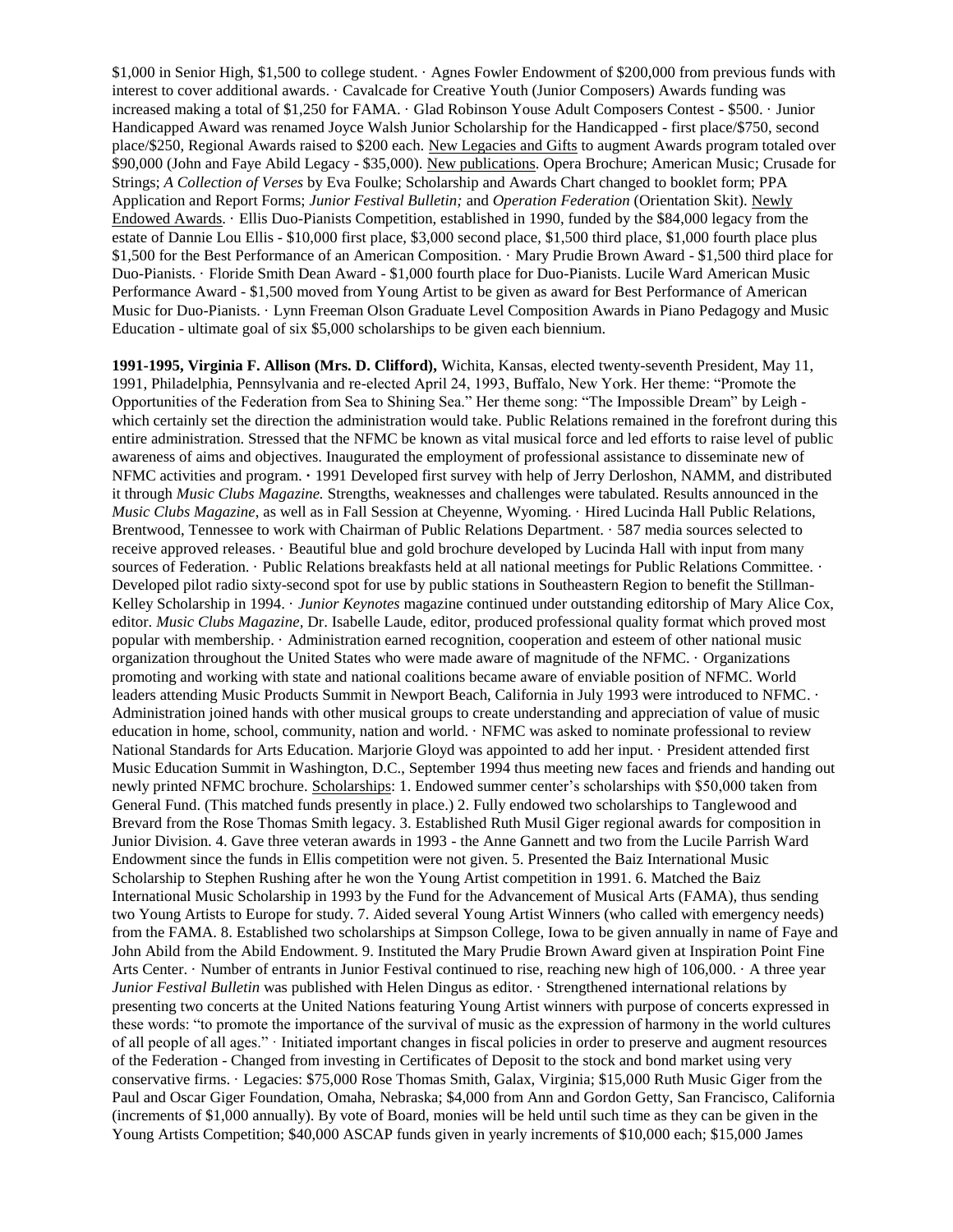$1,000 in Senior High, $1,500 to college student. · Agnes Fowler Endowment of $200,000 from previous funds with interest to cover additional awards. · Cavalcade for Creative Youth (Junior Composers) Awards funding was increased making a total of $1,250 for FAMA. · Glad Robinson Youse Adult Composers Contest - $500. · Junior Handicapped Award was renamed Joyce Walsh Junior Scholarship for the Handicapped - first place/$750, second place/$250, Regional Awards raised to $200 each. New Legacies and Gifts to augment Awards program totaled over $90,000 (John and Faye Abild Legacy - $35,000). New publications. Opera Brochure; American Music; Crusade for Strings; *A Collection of Verses* by Eva Foulke; Scholarship and Awards Chart changed to booklet form; PPA Application and Report Forms; *Junior Festival Bulletin;* and *Operation Federation* (Orientation Skit). Newly Endowed Awards. · Ellis Duo-Pianists Competition, established in 1990, funded by the $84,000 legacy from the estate of Dannie Lou Ellis - $10,000 first place, $3,000 second place, $1,500 third place, $1,000 fourth place plus $1,500 for the Best Performance of an American Composition. · Mary Prudie Brown Award - $1,500 third place for Duo-Pianists. · Floride Smith Dean Award - $1,000 fourth place for Duo-Pianists. Lucile Ward American Music Performance Award - $1,500 moved from Young Artist to be given as award for Best Performance of American Music for Duo-Pianists. · Lynn Freeman Olson Graduate Level Composition Awards in Piano Pedagogy and Music Education - ultimate goal of six $5,000 scholarships to be given each biennium.

**1991-1995, Virginia F. Allison (Mrs. D. Clifford),** Wichita, Kansas, elected twenty-seventh President, May 11, 1991, Philadelphia, Pennsylvania and re-elected April 24, 1993, Buffalo, New York. Her theme: "Promote the Opportunities of the Federation from Sea to Shining Sea." Her theme song: "The Impossible Dream" by Leigh - which certainly set the direction the administration would take. Public Relations remained in the forefront during this entire administration. Stressed that the NFMC be known as vital musical force and led efforts to raise level of public awareness of aims and objectives. Inaugurated the employment of professional assistance to disseminate new of NFMC activities and program. · 1991 Developed first survey with help of Jerry Derloshon, NAMM, and distributed it through *Music Clubs Magazine.* Strengths, weaknesses and challenges were tabulated. Results announced in the *Music Clubs Magazine*, as well as in Fall Session at Cheyenne, Wyoming. · Hired Lucinda Hall Public Relations, Brentwood, Tennessee to work with Chairman of Public Relations Department. · 587 media sources selected to receive approved releases. · Beautiful blue and gold brochure developed by Lucinda Hall with input from many sources of Federation. · Public Relations breakfasts held at all national meetings for Public Relations Committee. · Developed pilot radio sixty-second spot for use by public stations in Southeastern Region to benefit the Stillman-Kelley Scholarship in 1994. · *Junior Keynotes* magazine continued under outstanding editorship of Mary Alice Cox, editor. *Music Clubs Magazine*, Dr. Isabelle Laude, editor, produced professional quality format which proved most popular with membership. · Administration earned recognition, cooperation and esteem of other national music organization throughout the United States who were made aware of magnitude of the NFMC. · Organizations promoting and working with state and national coalitions became aware of enviable position of NFMC. World leaders attending Music Products Summit in Newport Beach, California in July 1993 were introduced to NFMC. · Administration joined hands with other musical groups to create understanding and appreciation of value of music education in home, school, community, nation and world. · NFMC was asked to nominate professional to review National Standards for Arts Education. Marjorie Gloyd was appointed to add her input. · President attended first Music Education Summit in Washington, D.C., September 1994 thus meeting new faces and friends and handing out newly printed NFMC brochure. Scholarships: 1. Endowed summer center's scholarships with $50,000 taken from General Fund. (This matched funds presently in place.) 2. Fully endowed two scholarships to Tanglewood and Brevard from the Rose Thomas Smith legacy. 3. Established Ruth Musil Giger regional awards for composition in Junior Division. 4. Gave three veteran awards in 1993 - the Anne Gannett and two from the Lucile Parrish Ward Endowment since the funds in Ellis competition were not given. 5. Presented the Baiz International Music Scholarship to Stephen Rushing after he won the Young Artist competition in 1991. 6. Matched the Baiz International Music Scholarship in 1993 by the Fund for the Advancement of Musical Arts (FAMA), thus sending two Young Artists to Europe for study. 7. Aided several Young Artist Winners (who called with emergency needs) from the FAMA. 8. Established two scholarships at Simpson College, Iowa to be given annually in name of Faye and John Abild from the Abild Endowment. 9. Instituted the Mary Prudie Brown Award given at Inspiration Point Fine Arts Center. · Number of entrants in Junior Festival continued to rise, reaching new high of 106,000. · A three year *Junior Festival Bulletin* was published with Helen Dingus as editor. · Strengthened international relations by presenting two concerts at the United Nations featuring Young Artist winners with purpose of concerts expressed in these words: "to promote the importance of the survival of music as the expression of harmony in the world cultures of all people of all ages." · Initiated important changes in fiscal policies in order to preserve and augment resources of the Federation - Changed from investing in Certificates of Deposit to the stock and bond market using very conservative firms. · Legacies: $75,000 Rose Thomas Smith, Galax, Virginia; $15,000 Ruth Music Giger from the Paul and Oscar Giger Foundation, Omaha, Nebraska; $4,000 from Ann and Gordon Getty, San Francisco, California (increments of $1,000 annually). By vote of Board, monies will be held until such time as they can be given in the Young Artists Competition; $40,000 ASCAP funds given in yearly increments of $10,000 each; $15,000 James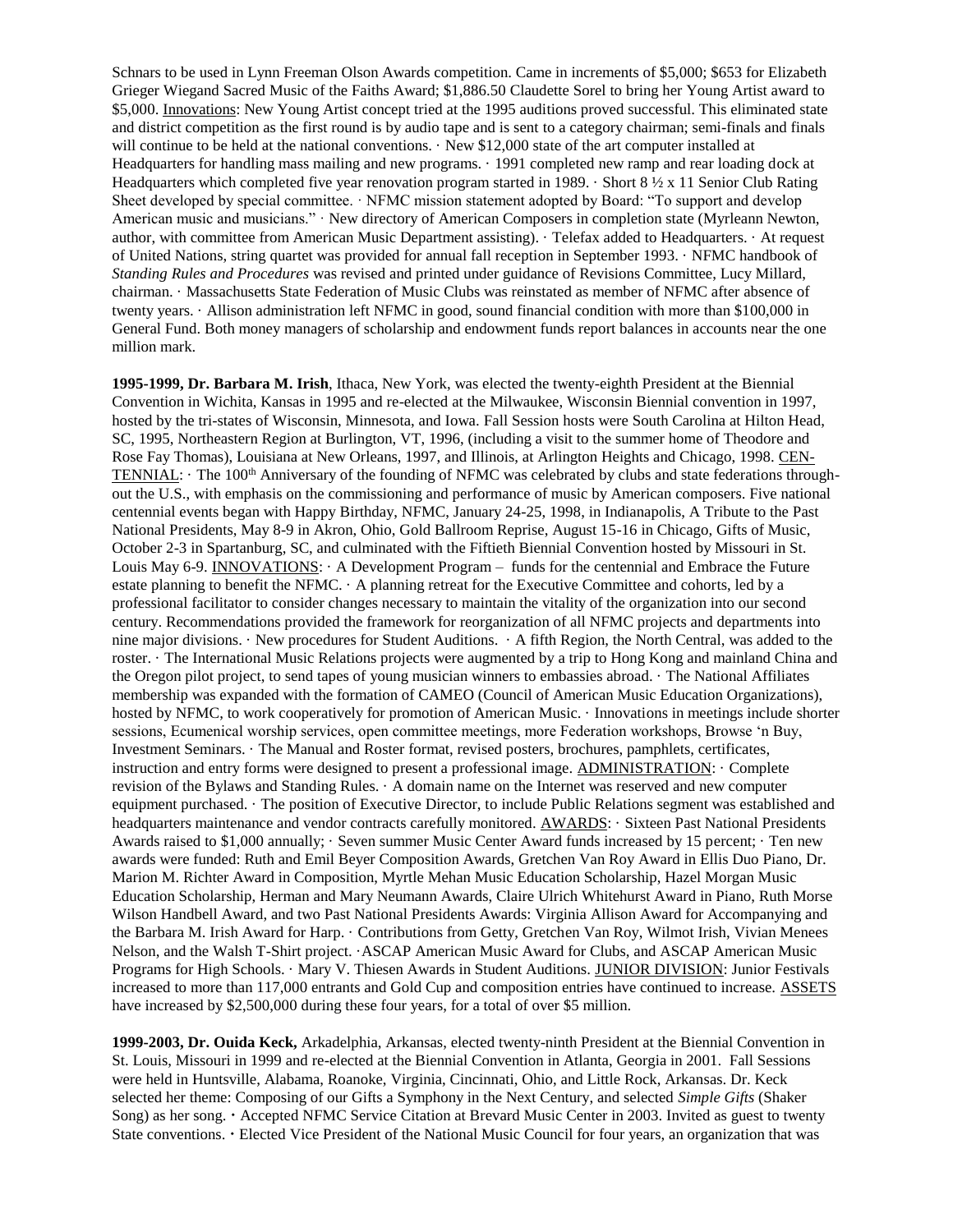Schnars to be used in Lynn Freeman Olson Awards competition. Came in increments of $5,000; $653 for Elizabeth Grieger Wiegand Sacred Music of the Faiths Award; $1,886.50 Claudette Sorel to bring her Young Artist award to $5,000. Innovations: New Young Artist concept tried at the 1995 auditions proved successful. This eliminated state and district competition as the first round is by audio tape and is sent to a category chairman; semi-finals and finals will continue to be held at the national conventions. · New $12,000 state of the art computer installed at Headquarters for handling mass mailing and new programs. · 1991 completed new ramp and rear loading dock at Headquarters which completed five year renovation program started in 1989. · Short 8 ½ x 11 Senior Club Rating Sheet developed by special committee. · NFMC mission statement adopted by Board: "To support and develop American music and musicians." · New directory of American Composers in completion state (Myrleann Newton, author, with committee from American Music Department assisting). · Telefax added to Headquarters. · At request of United Nations, string quartet was provided for annual fall reception in September 1993. · NFMC handbook of *Standing Rules and Procedures* was revised and printed under guidance of Revisions Committee, Lucy Millard, chairman. · Massachusetts State Federation of Music Clubs was reinstated as member of NFMC after absence of twenty years. · Allison administration left NFMC in good, sound financial condition with more than $100,000 in General Fund. Both money managers of scholarship and endowment funds report balances in accounts near the one million mark.

**1995-1999, Dr. Barbara M. Irish**, Ithaca, New York, was elected the twenty-eighth President at the Biennial Convention in Wichita, Kansas in 1995 and re-elected at the Milwaukee, Wisconsin Biennial convention in 1997, hosted by the tri-states of Wisconsin, Minnesota, and Iowa. Fall Session hosts were South Carolina at Hilton Head, SC, 1995, Northeastern Region at Burlington, VT, 1996, (including a visit to the summer home of Theodore and Rose Fay Thomas), Louisiana at New Orleans, 1997, and Illinois, at Arlington Heights and Chicago, 1998. CENTENNIAL: · The 100th Anniversary of the founding of NFMC was celebrated by clubs and state federations throughout the U.S., with emphasis on the commissioning and performance of music by American composers. Five national centennial events began with Happy Birthday, NFMC, January 24-25, 1998, in Indianapolis, A Tribute to the Past National Presidents, May 8-9 in Akron, Ohio, Gold Ballroom Reprise, August 15-16 in Chicago, Gifts of Music, October 2-3 in Spartanburg, SC, and culminated with the Fiftieth Biennial Convention hosted by Missouri in St. Louis May 6-9. INNOVATIONS: · A Development Program – funds for the centennial and Embrace the Future estate planning to benefit the NFMC. · A planning retreat for the Executive Committee and cohorts, led by a professional facilitator to consider changes necessary to maintain the vitality of the organization into our second century. Recommendations provided the framework for reorganization of all NFMC projects and departments into nine major divisions. · New procedures for Student Auditions. · A fifth Region, the North Central, was added to the roster. · The International Music Relations projects were augmented by a trip to Hong Kong and mainland China and the Oregon pilot project, to send tapes of young musician winners to embassies abroad. · The National Affiliates membership was expanded with the formation of CAMEO (Council of American Music Education Organizations), hosted by NFMC, to work cooperatively for promotion of American Music. · Innovations in meetings include shorter sessions, Ecumenical worship services, open committee meetings, more Federation workshops, Browse 'n Buy, Investment Seminars. · The Manual and Roster format, revised posters, brochures, pamphlets, certificates, instruction and entry forms were designed to present a professional image. ADMINISTRATION: · Complete revision of the Bylaws and Standing Rules. · A domain name on the Internet was reserved and new computer equipment purchased. · The position of Executive Director, to include Public Relations segment was established and headquarters maintenance and vendor contracts carefully monitored. AWARDS: · Sixteen Past National Presidents Awards raised to $1,000 annually; · Seven summer Music Center Award funds increased by 15 percent; · Ten new awards were funded: Ruth and Emil Beyer Composition Awards, Gretchen Van Roy Award in Ellis Duo Piano, Dr. Marion M. Richter Award in Composition, Myrtle Mehan Music Education Scholarship, Hazel Morgan Music Education Scholarship, Herman and Mary Neumann Awards, Claire Ulrich Whitehurst Award in Piano, Ruth Morse Wilson Handbell Award, and two Past National Presidents Awards: Virginia Allison Award for Accompanying and the Barbara M. Irish Award for Harp. · Contributions from Getty, Gretchen Van Roy, Wilmot Irish, Vivian Menees Nelson, and the Walsh T-Shirt project. ·ASCAP American Music Award for Clubs, and ASCAP American Music Programs for High Schools. · Mary V. Thiesen Awards in Student Auditions. JUNIOR DIVISION: Junior Festivals increased to more than 117,000 entrants and Gold Cup and composition entries have continued to increase. ASSETS have increased by $2,500,000 during these four years, for a total of over $5 million.

**1999-2003, Dr. Ouida Keck,** Arkadelphia, Arkansas, elected twenty-ninth President at the Biennial Convention in St. Louis, Missouri in 1999 and re-elected at the Biennial Convention in Atlanta, Georgia in 2001. Fall Sessions were held in Huntsville, Alabama, Roanoke, Virginia, Cincinnati, Ohio, and Little Rock, Arkansas. Dr. Keck selected her theme: Composing of our Gifts a Symphony in the Next Century, and selected *Simple Gifts* (Shaker Song) as her song. · Accepted NFMC Service Citation at Brevard Music Center in 2003. Invited as guest to twenty State conventions. · Elected Vice President of the National Music Council for four years, an organization that was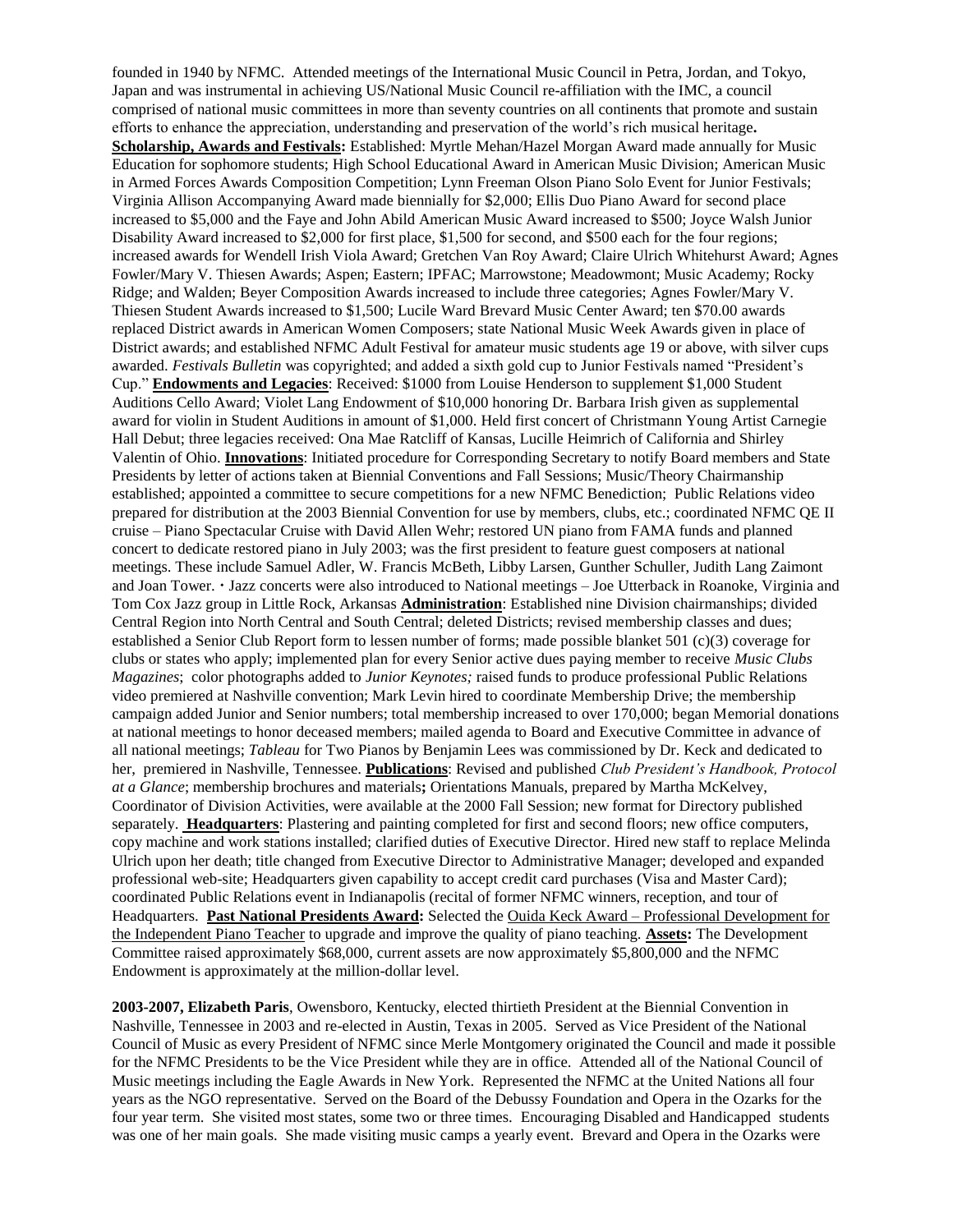founded in 1940 by NFMC. Attended meetings of the International Music Council in Petra, Jordan, and Tokyo, Japan and was instrumental in achieving US/National Music Council re-affiliation with the IMC, a council comprised of national music committees in more than seventy countries on all continents that promote and sustain efforts to enhance the appreciation, understanding and preservation of the world's rich musical heritage**.** **Scholarship, Awards and Festivals:** Established: Myrtle Mehan/Hazel Morgan Award made annually for Music Education for sophomore students; High School Educational Award in American Music Division; American Music in Armed Forces Awards Composition Competition; Lynn Freeman Olson Piano Solo Event for Junior Festivals; Virginia Allison Accompanying Award made biennially for $2,000; Ellis Duo Piano Award for second place increased to $5,000 and the Faye and John Abild American Music Award increased to $500; Joyce Walsh Junior Disability Award increased to $2,000 for first place, $1,500 for second, and $500 each for the four regions; increased awards for Wendell Irish Viola Award; Gretchen Van Roy Award; Claire Ulrich Whitehurst Award; Agnes Fowler/Mary V. Thiesen Awards; Aspen; Eastern; IPFAC; Marrowstone; Meadowmont; Music Academy; Rocky Ridge; and Walden; Beyer Composition Awards increased to include three categories; Agnes Fowler/Mary V. Thiesen Student Awards increased to $1,500; Lucile Ward Brevard Music Center Award; ten $70.00 awards replaced District awards in American Women Composers; state National Music Week Awards given in place of District awards; and established NFMC Adult Festival for amateur music students age 19 or above, with silver cups awarded. *Festivals Bulletin* was copyrighted; and added a sixth gold cup to Junior Festivals named "President's Cup." **Endowments and Legacies**: Received: $1000 from Louise Henderson to supplement $1,000 Student Auditions Cello Award; Violet Lang Endowment of $10,000 honoring Dr. Barbara Irish given as supplemental award for violin in Student Auditions in amount of $1,000. Held first concert of Christmann Young Artist Carnegie Hall Debut; three legacies received: Ona Mae Ratcliff of Kansas, Lucille Heimrich of California and Shirley Valentin of Ohio. **Innovations**: Initiated procedure for Corresponding Secretary to notify Board members and State Presidents by letter of actions taken at Biennial Conventions and Fall Sessions; Music/Theory Chairmanship established; appointed a committee to secure competitions for a new NFMC Benediction; Public Relations video prepared for distribution at the 2003 Biennial Convention for use by members, clubs, etc.; coordinated NFMC QE II cruise – Piano Spectacular Cruise with David Allen Wehr; restored UN piano from FAMA funds and planned concert to dedicate restored piano in July 2003; was the first president to feature guest composers at national meetings. These include Samuel Adler, W. Francis McBeth, Libby Larsen, Gunther Schuller, Judith Lang Zaimont and Joan Tower. · Jazz concerts were also introduced to National meetings – Joe Utterback in Roanoke, Virginia and Tom Cox Jazz group in Little Rock, Arkansas **Administration**: Established nine Division chairmanships; divided Central Region into North Central and South Central; deleted Districts; revised membership classes and dues; established a Senior Club Report form to lessen number of forms; made possible blanket 501 (c)(3) coverage for clubs or states who apply; implemented plan for every Senior active dues paying member to receive *Music Clubs Magazines*; color photographs added to *Junior Keynotes;* raised funds to produce professional Public Relations video premiered at Nashville convention; Mark Levin hired to coordinate Membership Drive; the membership campaign added Junior and Senior numbers; total membership increased to over 170,000; began Memorial donations at national meetings to honor deceased members; mailed agenda to Board and Executive Committee in advance of all national meetings; *Tableau* for Two Pianos by Benjamin Lees was commissioned by Dr. Keck and dedicated to her, premiered in Nashville, Tennessee. **Publications**: Revised and published *Club President's Handbook, Protocol at a Glance*; membership brochures and materials**;** Orientations Manuals, prepared by Martha McKelvey, Coordinator of Division Activities, were available at the 2000 Fall Session; new format for Directory published separately. **Headquarters**: Plastering and painting completed for first and second floors; new office computers, copy machine and work stations installed; clarified duties of Executive Director. Hired new staff to replace Melinda Ulrich upon her death; title changed from Executive Director to Administrative Manager; developed and expanded professional web-site; Headquarters given capability to accept credit card purchases (Visa and Master Card); coordinated Public Relations event in Indianapolis (recital of former NFMC winners, reception, and tour of Headquarters. **Past National Presidents Award:** Selected the Ouida Keck Award – Professional Development for the Independent Piano Teacher to upgrade and improve the quality of piano teaching. **Assets:** The Development Committee raised approximately $68,000, current assets are now approximately $5,800,000 and the NFMC Endowment is approximately at the million-dollar level.

**2003-2007, Elizabeth Paris**, Owensboro, Kentucky, elected thirtieth President at the Biennial Convention in Nashville, Tennessee in 2003 and re-elected in Austin, Texas in 2005. Served as Vice President of the National Council of Music as every President of NFMC since Merle Montgomery originated the Council and made it possible for the NFMC Presidents to be the Vice President while they are in office. Attended all of the National Council of Music meetings including the Eagle Awards in New York. Represented the NFMC at the United Nations all four years as the NGO representative. Served on the Board of the Debussy Foundation and Opera in the Ozarks for the four year term. She visited most states, some two or three times. Encouraging Disabled and Handicapped students was one of her main goals. She made visiting music camps a yearly event. Brevard and Opera in the Ozarks were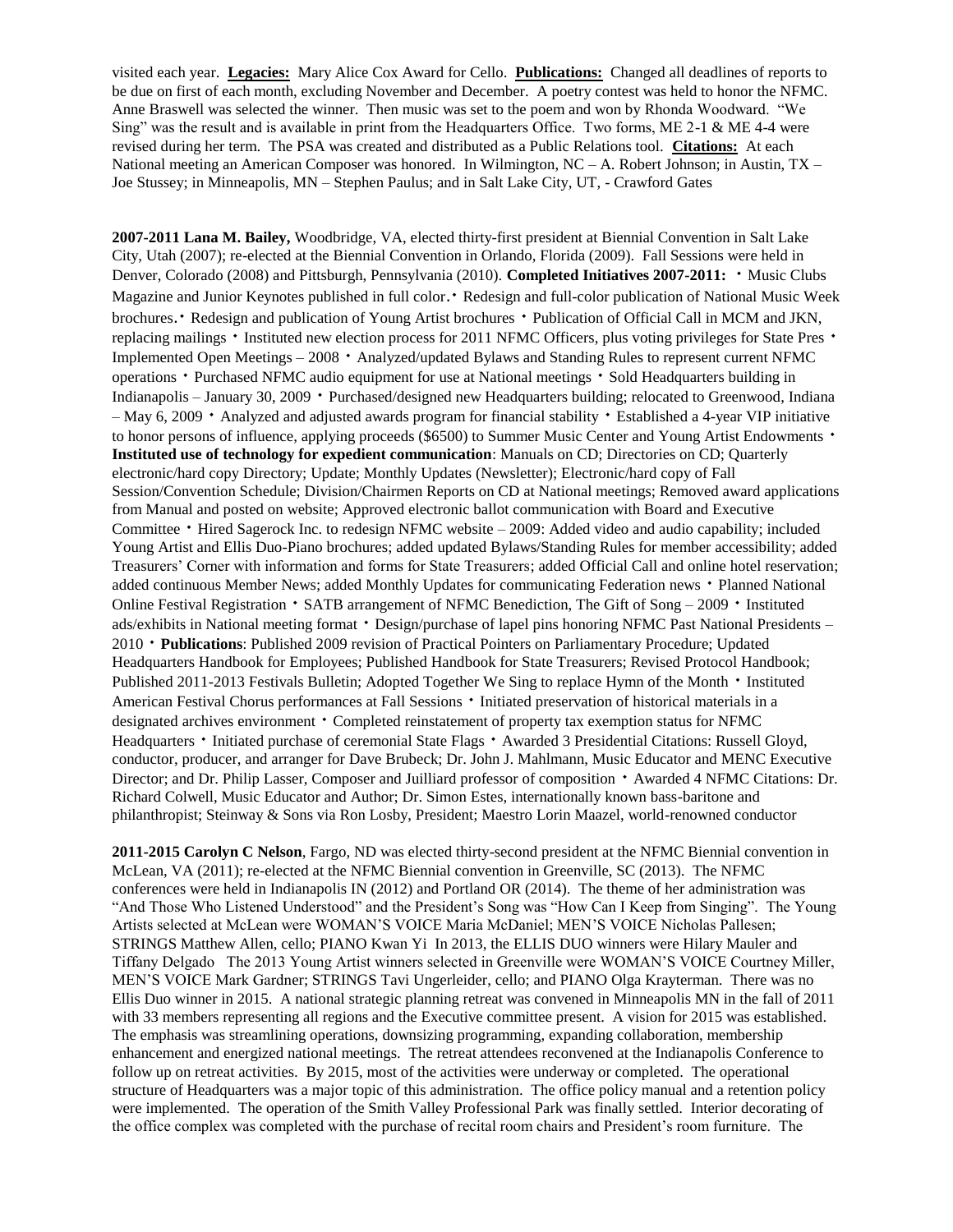visited each year. **Legacies:** Mary Alice Cox Award for Cello. **Publications:** Changed all deadlines of reports to be due on first of each month, excluding November and December. A poetry contest was held to honor the NFMC. Anne Braswell was selected the winner. Then music was set to the poem and won by Rhonda Woodward. "We Sing" was the result and is available in print from the Headquarters Office. Two forms, ME 2-1 & ME 4-4 were revised during her term. The PSA was created and distributed as a Public Relations tool. **Citations:** At each National meeting an American Composer was honored. In Wilmington, NC – A. Robert Johnson; in Austin, TX – Joe Stussey; in Minneapolis, MN – Stephen Paulus; and in Salt Lake City, UT, - Crawford Gates

**2007-2011 Lana M. Bailey,** Woodbridge, VA, elected thirty-first president at Biennial Convention in Salt Lake City, Utah (2007); re-elected at the Biennial Convention in Orlando, Florida (2009). Fall Sessions were held in Denver, Colorado (2008) and Pittsburgh, Pennsylvania (2010). **Completed Initiatives 2007-2011:** • Music Clubs Magazine and Junior Keynotes published in full color. • Redesign and full-color publication of National Music Week brochures. • Redesign and publication of Young Artist brochures • Publication of Official Call in MCM and JKN, replacing mailings • Instituted new election process for 2011 NFMC Officers, plus voting privileges for State Pres • Implemented Open Meetings – 2008 • Analyzed/updated Bylaws and Standing Rules to represent current NFMC operations • Purchased NFMC audio equipment for use at National meetings • Sold Headquarters building in Indianapolis – January 30, 2009 • Purchased/designed new Headquarters building; relocated to Greenwood, Indiana – May 6, 2009 • Analyzed and adjusted awards program for financial stability • Established a 4-year VIP initiative to honor persons of influence, applying proceeds ($6500) to Summer Music Center and Young Artist Endowments • **Instituted use of technology for expedient communication**: Manuals on CD; Directories on CD; Quarterly electronic/hard copy Directory; Update; Monthly Updates (Newsletter); Electronic/hard copy of Fall Session/Convention Schedule; Division/Chairmen Reports on CD at National meetings; Removed award applications from Manual and posted on website; Approved electronic ballot communication with Board and Executive Committee • Hired Sagerock Inc. to redesign NFMC website – 2009: Added video and audio capability; included Young Artist and Ellis Duo-Piano brochures; added updated Bylaws/Standing Rules for member accessibility; added Treasurers' Corner with information and forms for State Treasurers; added Official Call and online hotel reservation; added continuous Member News; added Monthly Updates for communicating Federation news • Planned National Online Festival Registration • SATB arrangement of NFMC Benediction, The Gift of Song – 2009 • Instituted ads/exhibits in National meeting format • Design/purchase of lapel pins honoring NFMC Past National Presidents – 2010 • **Publications**: Published 2009 revision of Practical Pointers on Parliamentary Procedure; Updated Headquarters Handbook for Employees; Published Handbook for State Treasurers; Revised Protocol Handbook; Published 2011-2013 Festivals Bulletin; Adopted Together We Sing to replace Hymn of the Month • Instituted American Festival Chorus performances at Fall Sessions • Initiated preservation of historical materials in a designated archives environment • Completed reinstatement of property tax exemption status for NFMC Headquarters • Initiated purchase of ceremonial State Flags • Awarded 3 Presidential Citations: Russell Gloyd, conductor, producer, and arranger for Dave Brubeck; Dr. John J. Mahlmann, Music Educator and MENC Executive Director; and Dr. Philip Lasser, Composer and Juilliard professor of composition • Awarded 4 NFMC Citations: Dr. Richard Colwell, Music Educator and Author; Dr. Simon Estes, internationally known bass-baritone and philanthropist; Steinway & Sons via Ron Losby, President; Maestro Lorin Maazel, world-renowned conductor

**2011-2015 Carolyn C Nelson**, Fargo, ND was elected thirty-second president at the NFMC Biennial convention in McLean, VA (2011); re-elected at the NFMC Biennial convention in Greenville, SC (2013). The NFMC conferences were held in Indianapolis IN (2012) and Portland OR (2014). The theme of her administration was "And Those Who Listened Understood" and the President's Song was "How Can I Keep from Singing". The Young Artists selected at McLean were WOMAN'S VOICE Maria McDaniel; MEN'S VOICE Nicholas Pallesen; STRINGS Matthew Allen, cello; PIANO Kwan Yi In 2013, the ELLIS DUO winners were Hilary Mauler and Tiffany Delgado The 2013 Young Artist winners selected in Greenville were WOMAN'S VOICE Courtney Miller, MEN'S VOICE Mark Gardner; STRINGS Tavi Ungerleider, cello; and PIANO Olga Krayterman. There was no Ellis Duo winner in 2015. A national strategic planning retreat was convened in Minneapolis MN in the fall of 2011 with 33 members representing all regions and the Executive committee present. A vision for 2015 was established. The emphasis was streamlining operations, downsizing programming, expanding collaboration, membership enhancement and energized national meetings. The retreat attendees reconvened at the Indianapolis Conference to follow up on retreat activities. By 2015, most of the activities were underway or completed. The operational structure of Headquarters was a major topic of this administration. The office policy manual and a retention policy were implemented. The operation of the Smith Valley Professional Park was finally settled. Interior decorating of the office complex was completed with the purchase of recital room chairs and President's room furniture. The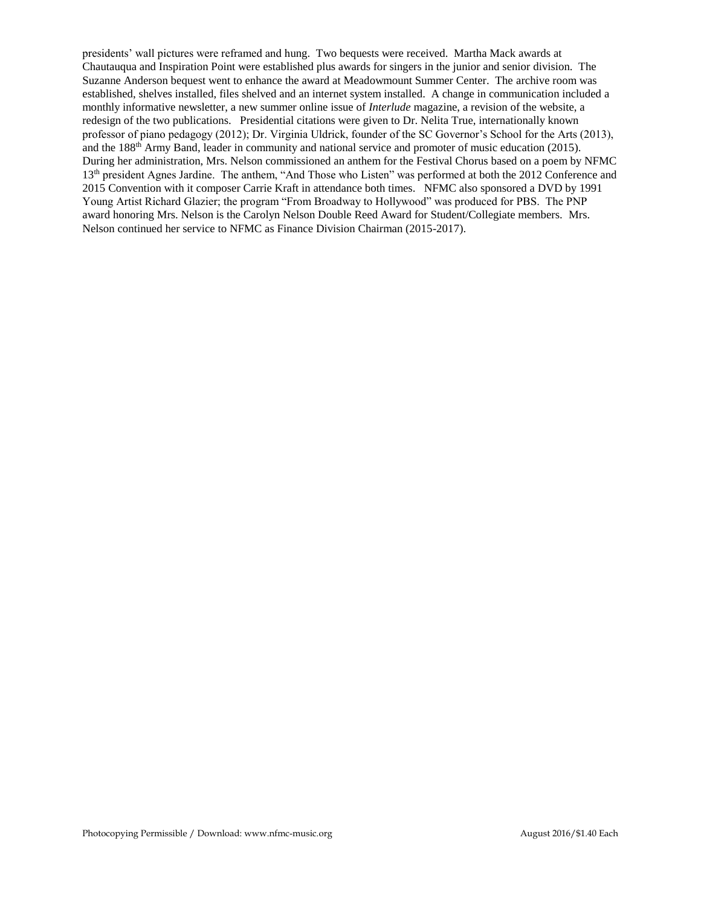presidents' wall pictures were reframed and hung. Two bequests were received. Martha Mack awards at Chautauqua and Inspiration Point were established plus awards for singers in the junior and senior division. The Suzanne Anderson bequest went to enhance the award at Meadowmount Summer Center. The archive room was established, shelves installed, files shelved and an internet system installed. A change in communication included a monthly informative newsletter, a new summer online issue of *Interlude* magazine, a revision of the website, a redesign of the two publications. Presidential citations were given to Dr. Nelita True, internationally known professor of piano pedagogy (2012); Dr. Virginia Uldrick, founder of the SC Governor's School for the Arts (2013), and the 188th Army Band, leader in community and national service and promoter of music education (2015). During her administration, Mrs. Nelson commissioned an anthem for the Festival Chorus based on a poem by NFMC 13th president Agnes Jardine. The anthem, "And Those who Listen" was performed at both the 2012 Conference and 2015 Convention with it composer Carrie Kraft in attendance both times. NFMC also sponsored a DVD by 1991 Young Artist Richard Glazier; the program "From Broadway to Hollywood" was produced for PBS. The PNP award honoring Mrs. Nelson is the Carolyn Nelson Double Reed Award for Student/Collegiate members. Mrs. Nelson continued her service to NFMC as Finance Division Chairman (2015-2017).

Photocopying Permissible / Download: www.nfmc-music.org August 2016/$1.40 Each